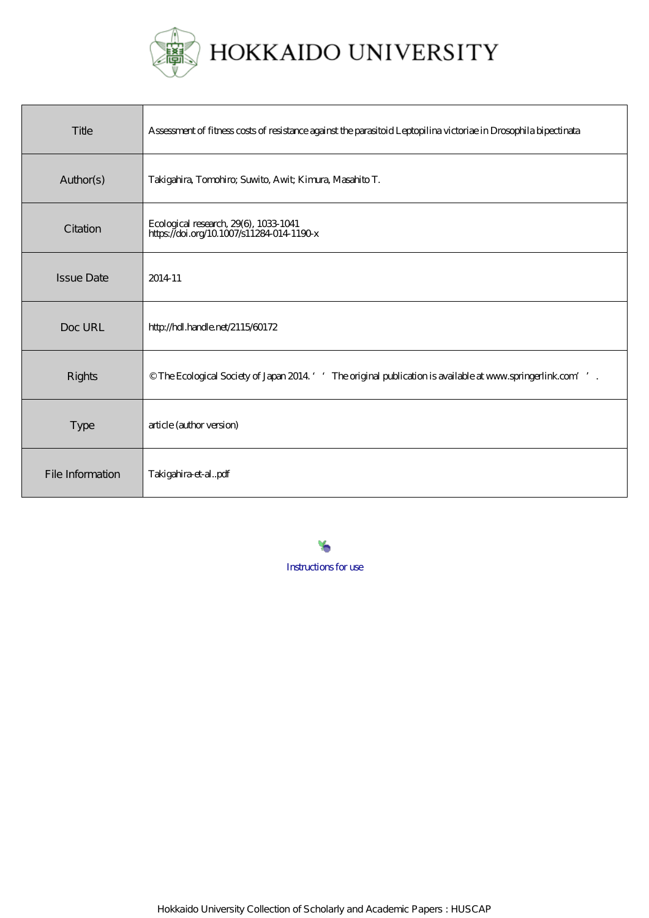# HOKKAIDO UNIVERSITY

| | |
|---|---|
| Title | Assessment of fitness costs of resistance against the parasitoid Leptopilina victoriae in Drosophila bipectinata |
| Author(s) | Takigahira, Tomohiro; Suwito, Awit; Kimura, Masahito T. |
| Citation | Ecological research, 29(6), 1033-1041<br>https://doi.org/10.1007/s11284-014-1190-x |
| Issue Date | 2014-11 |
| Doc URL | http://hdl.handle.net/2115/60172 |
| Rights | © The Ecological Society of Japan 2014. ‘‘The original publication is available at www.springerlink.com’’. |
| Type | article (author version) |
| File Information | Takigahira-et-al..pdf |

Instructions for use

Hokkaido University Collection of Scholarly and Academic Papers : HUSCAP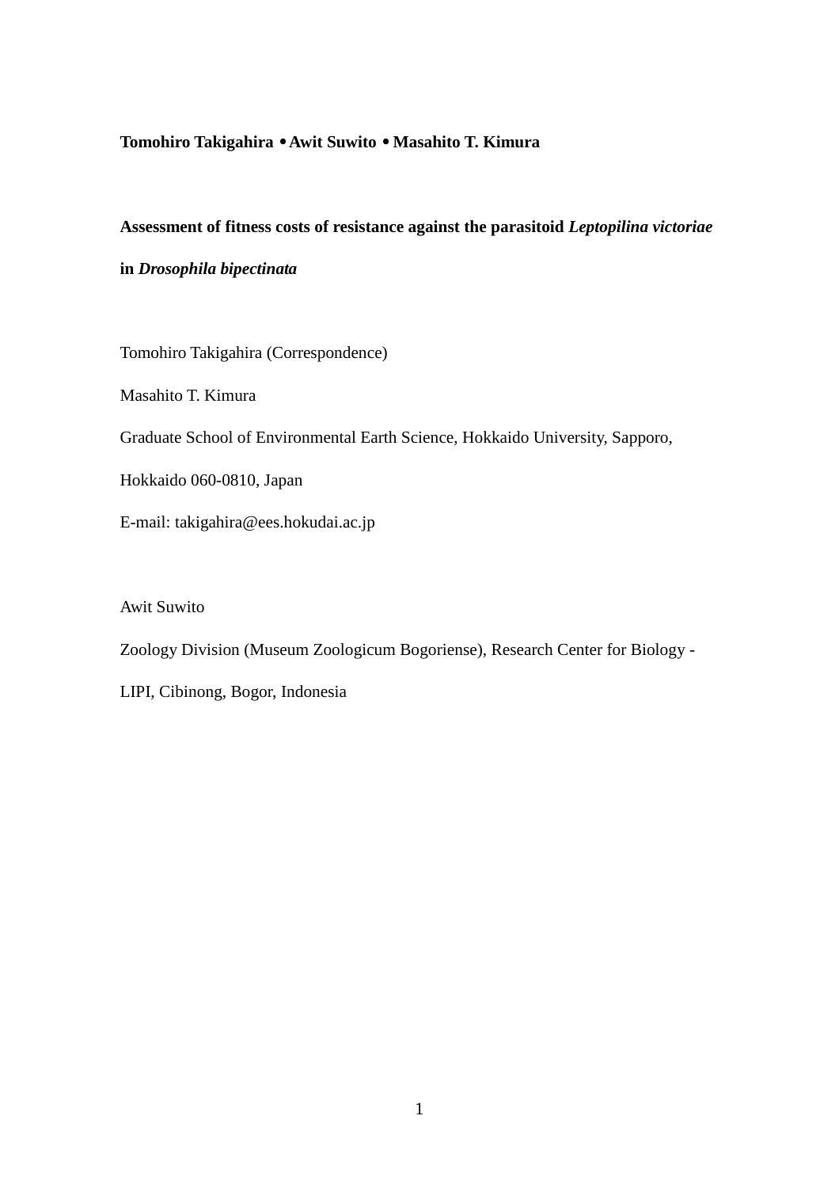**Tomohiro Takigahira • Awit Suwito • Masahito T. Kimura**

**Assessment of fitness costs of resistance against the parasitoid *Leptopilina victoriae* in *Drosophila bipectinata***

Tomohiro Takigahira (Correspondence)

Masahito T. Kimura

Graduate School of Environmental Earth Science, Hokkaido University, Sapporo, Hokkaido 060-0810, Japan

E-mail: takigahira@ees.hokudai.ac.jp

Awit Suwito

Zoology Division (Museum Zoologicum Bogoriense), Research Center for Biology - LIPI, Cibinong, Bogor, Indonesia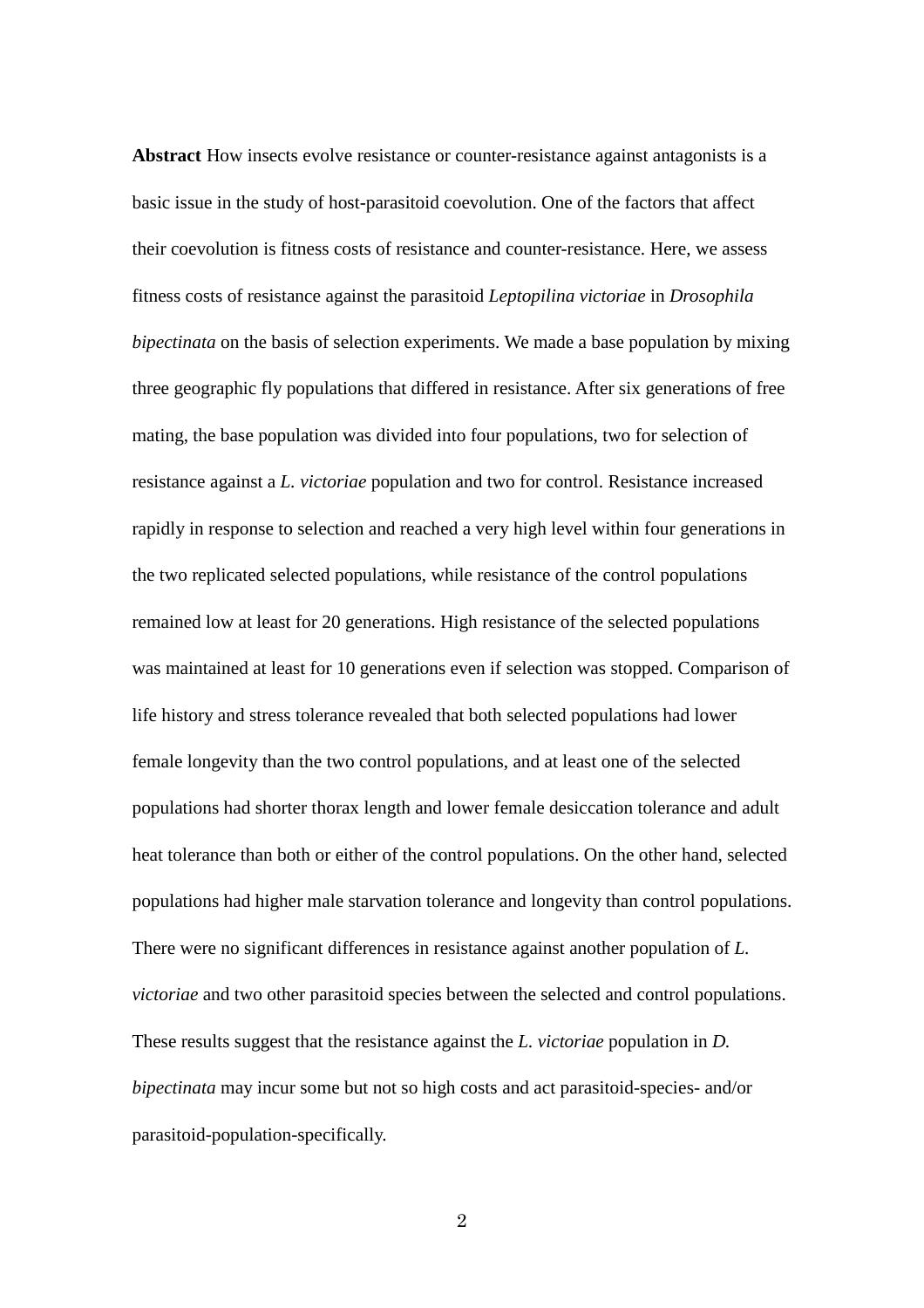**Abstract** How insects evolve resistance or counter-resistance against antagonists is a basic issue in the study of host-parasitoid coevolution. One of the factors that affect their coevolution is fitness costs of resistance and counter-resistance. Here, we assess fitness costs of resistance against the parasitoid *Leptopilina victoriae* in *Drosophila bipectinata* on the basis of selection experiments. We made a base population by mixing three geographic fly populations that differed in resistance. After six generations of free mating, the base population was divided into four populations, two for selection of resistance against a *L. victoriae* population and two for control. Resistance increased rapidly in response to selection and reached a very high level within four generations in the two replicated selected populations, while resistance of the control populations remained low at least for 20 generations. High resistance of the selected populations was maintained at least for 10 generations even if selection was stopped. Comparison of life history and stress tolerance revealed that both selected populations had lower female longevity than the two control populations, and at least one of the selected populations had shorter thorax length and lower female desiccation tolerance and adult heat tolerance than both or either of the control populations. On the other hand, selected populations had higher male starvation tolerance and longevity than control populations. There were no significant differences in resistance against another population of *L. victoriae* and two other parasitoid species between the selected and control populations. These results suggest that the resistance against the *L. victoriae* population in *D. bipectinata* may incur some but not so high costs and act parasitoid-species- and/or parasitoid-population-specifically.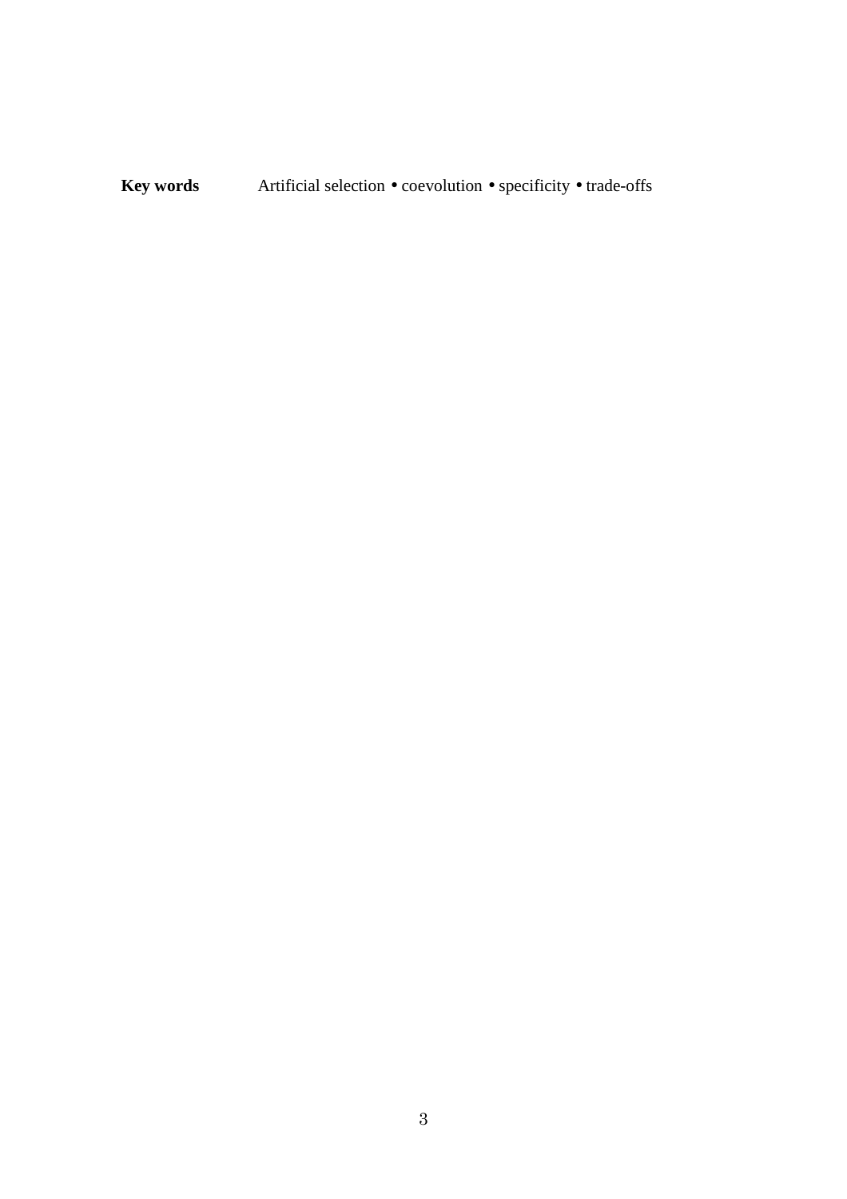**Key words** Artificial selection • coevolution • specificity • trade-offs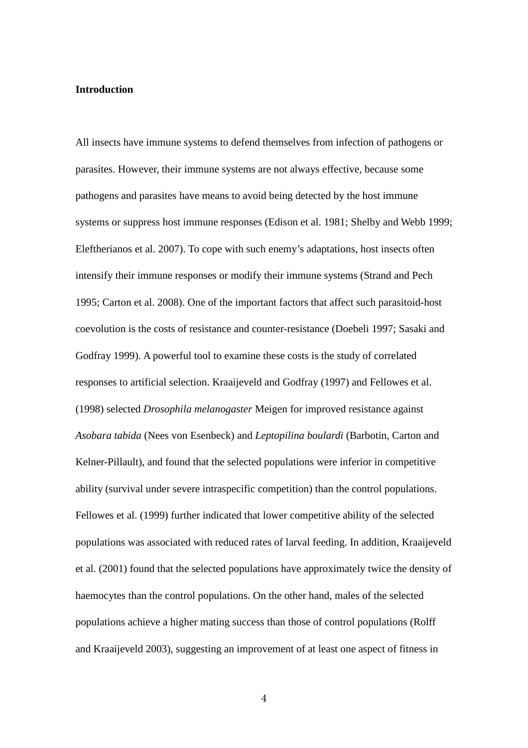**Introduction**

All insects have immune systems to defend themselves from infection of pathogens or parasites. However, their immune systems are not always effective, because some pathogens and parasites have means to avoid being detected by the host immune systems or suppress host immune responses (Edison et al. 1981; Shelby and Webb 1999; Eleftherianos et al. 2007). To cope with such enemy's adaptations, host insects often intensify their immune responses or modify their immune systems (Strand and Pech 1995; Carton et al. 2008). One of the important factors that affect such parasitoid-host coevolution is the costs of resistance and counter-resistance (Doebeli 1997; Sasaki and Godfray 1999). A powerful tool to examine these costs is the study of correlated responses to artificial selection. Kraaijeveld and Godfray (1997) and Fellowes et al. (1998) selected *Drosophila melanogaster* Meigen for improved resistance against *Asobara tabida* (Nees von Esenbeck) and *Leptopilina boulardi* (Barbotin, Carton and Kelner-Pillault), and found that the selected populations were inferior in competitive ability (survival under severe intraspecific competition) than the control populations. Fellowes et al. (1999) further indicated that lower competitive ability of the selected populations was associated with reduced rates of larval feeding. In addition, Kraaijeveld et al. (2001) found that the selected populations have approximately twice the density of haemocytes than the control populations. On the other hand, males of the selected populations achieve a higher mating success than those of control populations (Rolff and Kraaijeveld 2003), suggesting an improvement of at least one aspect of fitness in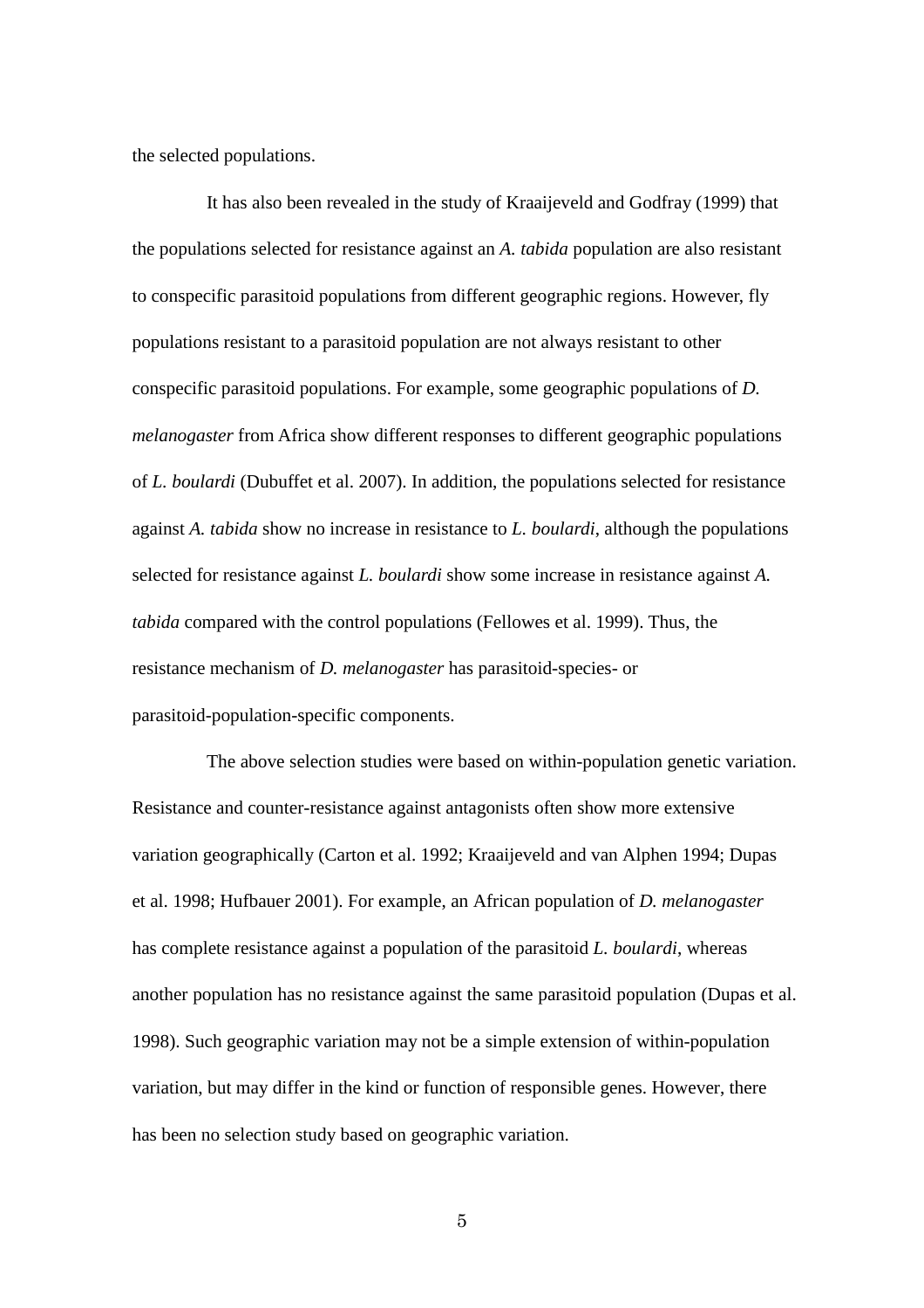the selected populations.

It has also been revealed in the study of Kraaijeveld and Godfray (1999) that the populations selected for resistance against an *A. tabida* population are also resistant to conspecific parasitoid populations from different geographic regions. However, fly populations resistant to a parasitoid population are not always resistant to other conspecific parasitoid populations. For example, some geographic populations of *D. melanogaster* from Africa show different responses to different geographic populations of *L. boulardi* (Dubuffet et al. 2007). In addition, the populations selected for resistance against *A. tabida* show no increase in resistance to *L. boulardi*, although the populations selected for resistance against *L. boulardi* show some increase in resistance against *A. tabida* compared with the control populations (Fellowes et al. 1999). Thus, the resistance mechanism of *D. melanogaster* has parasitoid-species- or parasitoid-population-specific components.

The above selection studies were based on within-population genetic variation. Resistance and counter-resistance against antagonists often show more extensive variation geographically (Carton et al. 1992; Kraaijeveld and van Alphen 1994; Dupas et al. 1998; Hufbauer 2001). For example, an African population of *D. melanogaster* has complete resistance against a population of the parasitoid *L. boulardi*, whereas another population has no resistance against the same parasitoid population (Dupas et al. 1998). Such geographic variation may not be a simple extension of within-population variation, but may differ in the kind or function of responsible genes. However, there has been no selection study based on geographic variation.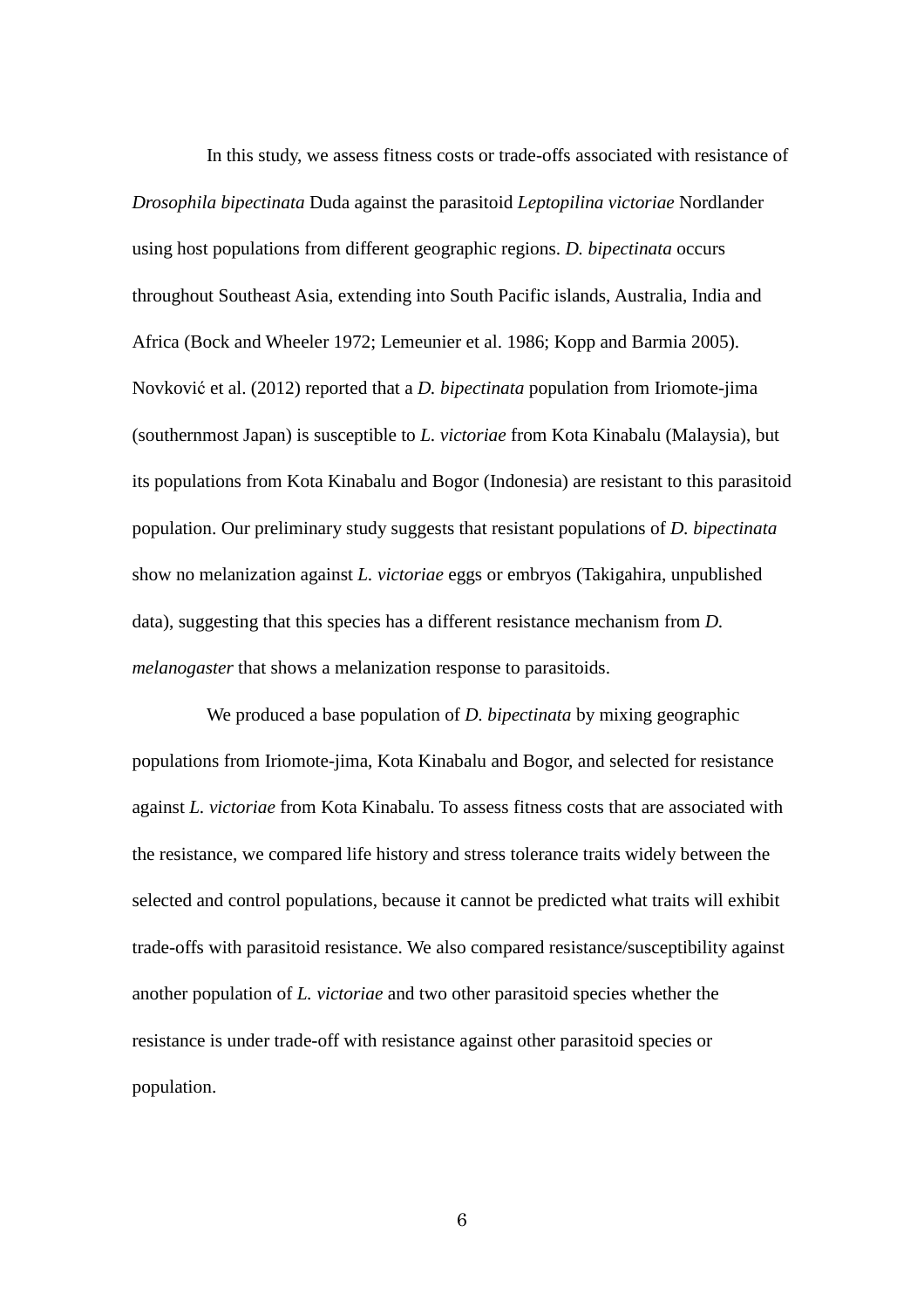In this study, we assess fitness costs or trade-offs associated with resistance of *Drosophila bipectinata* Duda against the parasitoid *Leptopilina victoriae* Nordlander using host populations from different geographic regions. *D. bipectinata* occurs throughout Southeast Asia, extending into South Pacific islands, Australia, India and Africa (Bock and Wheeler 1972; Lemeunier et al. 1986; Kopp and Barmia 2005). Novković et al. (2012) reported that a *D. bipectinata* population from Iriomote-jima (southernmost Japan) is susceptible to *L. victoriae* from Kota Kinabalu (Malaysia), but its populations from Kota Kinabalu and Bogor (Indonesia) are resistant to this parasitoid population. Our preliminary study suggests that resistant populations of *D. bipectinata* show no melanization against *L. victoriae* eggs or embryos (Takigahira, unpublished data), suggesting that this species has a different resistance mechanism from *D. melanogaster* that shows a melanization response to parasitoids.

We produced a base population of *D. bipectinata* by mixing geographic populations from Iriomote-jima, Kota Kinabalu and Bogor, and selected for resistance against *L. victoriae* from Kota Kinabalu. To assess fitness costs that are associated with the resistance, we compared life history and stress tolerance traits widely between the selected and control populations, because it cannot be predicted what traits will exhibit trade-offs with parasitoid resistance. We also compared resistance/susceptibility against another population of *L. victoriae* and two other parasitoid species whether the resistance is under trade-off with resistance against other parasitoid species or population.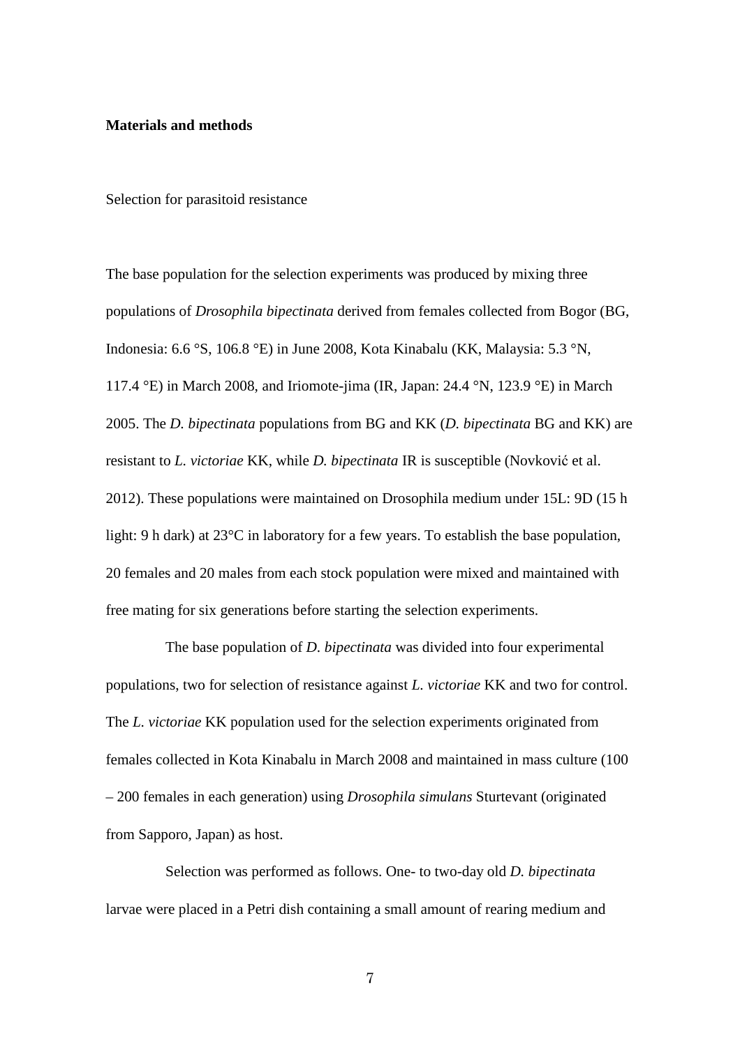## Materials and methods

### Selection for parasitoid resistance

The base population for the selection experiments was produced by mixing three populations of *Drosophila bipectinata* derived from females collected from Bogor (BG, Indonesia: 6.6 °S, 106.8 °E) in June 2008, Kota Kinabalu (KK, Malaysia: 5.3 °N, 117.4 °E) in March 2008, and Iriomote-jima (IR, Japan: 24.4 °N, 123.9 °E) in March 2005. The *D. bipectinata* populations from BG and KK (*D. bipectinata* BG and KK) are resistant to *L. victoriae* KK, while *D. bipectinata* IR is susceptible (Novković et al. 2012). These populations were maintained on Drosophila medium under 15L: 9D (15 h light: 9 h dark) at 23°C in laboratory for a few years. To establish the base population, 20 females and 20 males from each stock population were mixed and maintained with free mating for six generations before starting the selection experiments.

The base population of *D. bipectinata* was divided into four experimental populations, two for selection of resistance against *L. victoriae* KK and two for control. The *L. victoriae* KK population used for the selection experiments originated from females collected in Kota Kinabalu in March 2008 and maintained in mass culture (100 – 200 females in each generation) using *Drosophila simulans* Sturtevant (originated from Sapporo, Japan) as host.

Selection was performed as follows. One- to two-day old *D. bipectinata* larvae were placed in a Petri dish containing a small amount of rearing medium and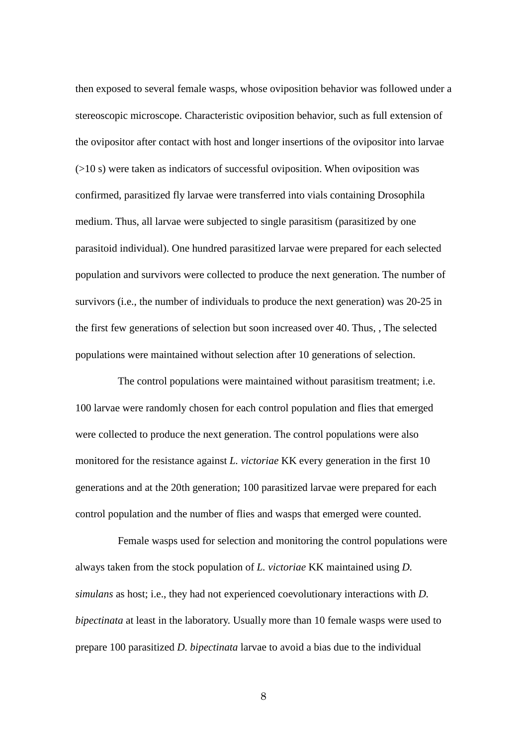then exposed to several female wasps, whose oviposition behavior was followed under a stereoscopic microscope. Characteristic oviposition behavior, such as full extension of the ovipositor after contact with host and longer insertions of the ovipositor into larvae (>10 s) were taken as indicators of successful oviposition. When oviposition was confirmed, parasitized fly larvae were transferred into vials containing Drosophila medium. Thus, all larvae were subjected to single parasitism (parasitized by one parasitoid individual). One hundred parasitized larvae were prepared for each selected population and survivors were collected to produce the next generation. The number of survivors (i.e., the number of individuals to produce the next generation) was 20-25 in the first few generations of selection but soon increased over 40. Thus, , The selected populations were maintained without selection after 10 generations of selection.

The control populations were maintained without parasitism treatment; i.e. 100 larvae were randomly chosen for each control population and flies that emerged were collected to produce the next generation. The control populations were also monitored for the resistance against *L. victoriae* KK every generation in the first 10 generations and at the 20th generation; 100 parasitized larvae were prepared for each control population and the number of flies and wasps that emerged were counted.

Female wasps used for selection and monitoring the control populations were always taken from the stock population of *L. victoriae* KK maintained using *D. simulans* as host; i.e., they had not experienced coevolutionary interactions with *D. bipectinata* at least in the laboratory. Usually more than 10 female wasps were used to prepare 100 parasitized *D. bipectinata* larvae to avoid a bias due to the individual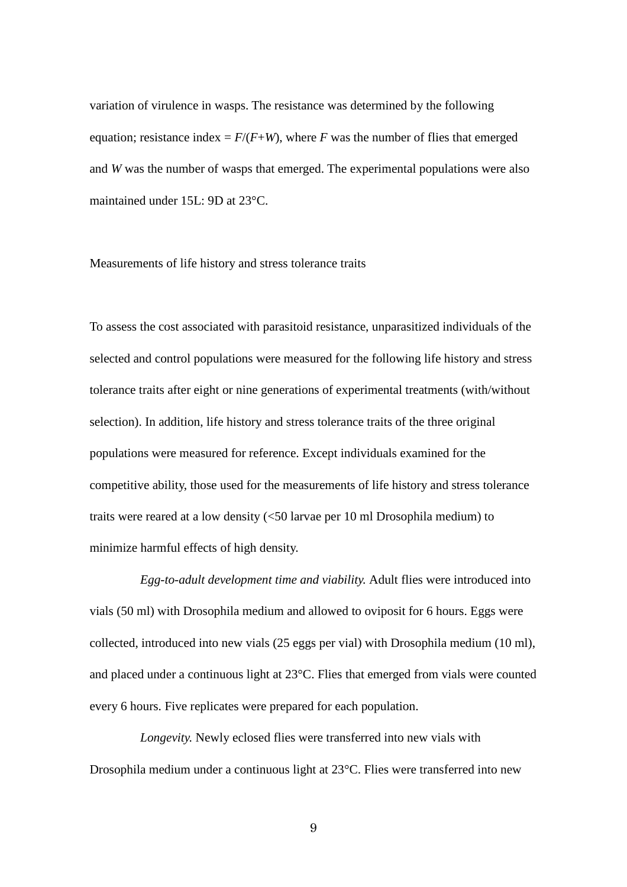variation of virulence in wasps. The resistance was determined by the following equation; resistance index = $F/(F+W)$, where $F$ was the number of flies that emerged and $W$ was the number of wasps that emerged. The experimental populations were also maintained under 15L: 9D at 23°C.

## Measurements of life history and stress tolerance traits

To assess the cost associated with parasitoid resistance, unparasitized individuals of the selected and control populations were measured for the following life history and stress tolerance traits after eight or nine generations of experimental treatments (with/without selection). In addition, life history and stress tolerance traits of the three original populations were measured for reference. Except individuals examined for the competitive ability, those used for the measurements of life history and stress tolerance traits were reared at a low density (<50 larvae per 10 ml Drosophila medium) to minimize harmful effects of high density.

*Egg-to-adult development time and viability.* Adult flies were introduced into vials (50 ml) with Drosophila medium and allowed to oviposit for 6 hours. Eggs were collected, introduced into new vials (25 eggs per vial) with Drosophila medium (10 ml), and placed under a continuous light at 23°C. Flies that emerged from vials were counted every 6 hours. Five replicates were prepared for each population.

*Longevity.* Newly eclosed flies were transferred into new vials with Drosophila medium under a continuous light at 23°C. Flies were transferred into new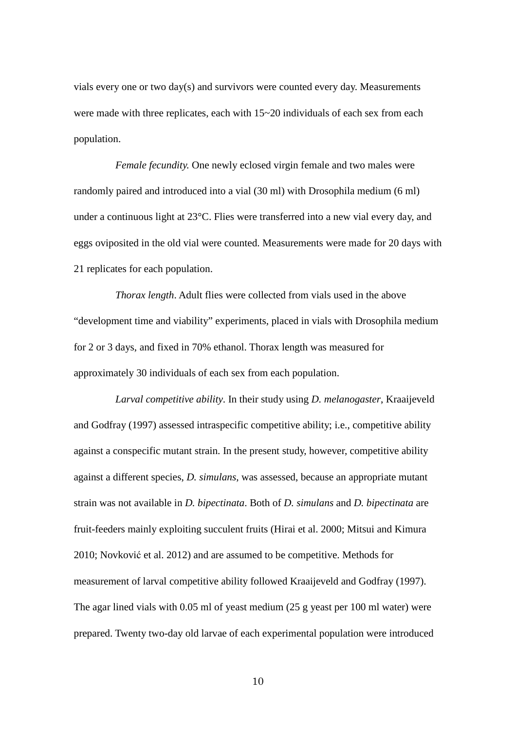vials every one or two day(s) and survivors were counted every day. Measurements were made with three replicates, each with 15~20 individuals of each sex from each population.

*Female fecundity.* One newly eclosed virgin female and two males were randomly paired and introduced into a vial (30 ml) with Drosophila medium (6 ml) under a continuous light at 23°C. Flies were transferred into a new vial every day, and eggs oviposited in the old vial were counted. Measurements were made for 20 days with 21 replicates for each population.

*Thorax length*. Adult flies were collected from vials used in the above "development time and viability" experiments, placed in vials with Drosophila medium for 2 or 3 days, and fixed in 70% ethanol. Thorax length was measured for approximately 30 individuals of each sex from each population.

*Larval competitive ability*. In their study using *D. melanogaster*, Kraaijeveld and Godfray (1997) assessed intraspecific competitive ability; i.e., competitive ability against a conspecific mutant strain. In the present study, however, competitive ability against a different species, *D. simulans*, was assessed, because an appropriate mutant strain was not available in *D. bipectinata*. Both of *D. simulans* and *D. bipectinata* are fruit-feeders mainly exploiting succulent fruits (Hirai et al. 2000; Mitsui and Kimura 2010; Novković et al. 2012) and are assumed to be competitive. Methods for measurement of larval competitive ability followed Kraaijeveld and Godfray (1997). The agar lined vials with 0.05 ml of yeast medium (25 g yeast per 100 ml water) were prepared. Twenty two-day old larvae of each experimental population were introduced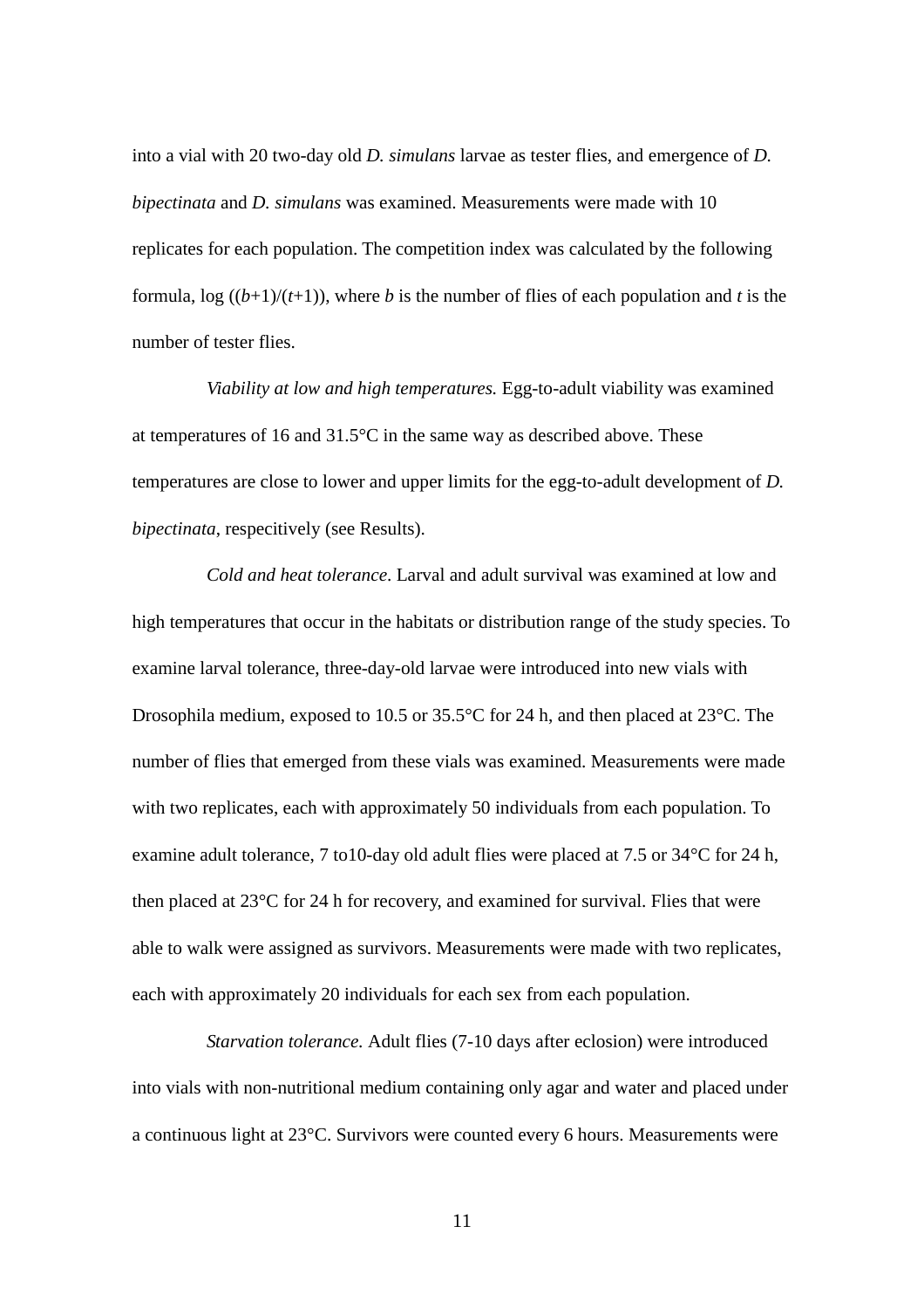into a vial with 20 two-day old *D. simulans* larvae as tester flies, and emergence of *D. bipectinata* and *D. simulans* was examined. Measurements were made with 10 replicates for each population. The competition index was calculated by the following formula, $\log((b+1)/(t+1))$, where $b$ is the number of flies of each population and $t$ is the number of tester flies.

*Viability at low and high temperatures.* Egg-to-adult viability was examined at temperatures of 16 and 31.5°C in the same way as described above. These temperatures are close to lower and upper limits for the egg-to-adult development of *D. bipectinata*, respecitively (see Results).

*Cold and heat tolerance*. Larval and adult survival was examined at low and high temperatures that occur in the habitats or distribution range of the study species. To examine larval tolerance, three-day-old larvae were introduced into new vials with Drosophila medium, exposed to 10.5 or 35.5°C for 24 h, and then placed at 23°C. The number of flies that emerged from these vials was examined. Measurements were made with two replicates, each with approximately 50 individuals from each population. To examine adult tolerance, 7 to10-day old adult flies were placed at 7.5 or 34°C for 24 h, then placed at 23°C for 24 h for recovery, and examined for survival. Flies that were able to walk were assigned as survivors. Measurements were made with two replicates, each with approximately 20 individuals for each sex from each population.

*Starvation tolerance.* Adult flies (7-10 days after eclosion) were introduced into vials with non-nutritional medium containing only agar and water and placed under a continuous light at 23°C. Survivors were counted every 6 hours. Measurements were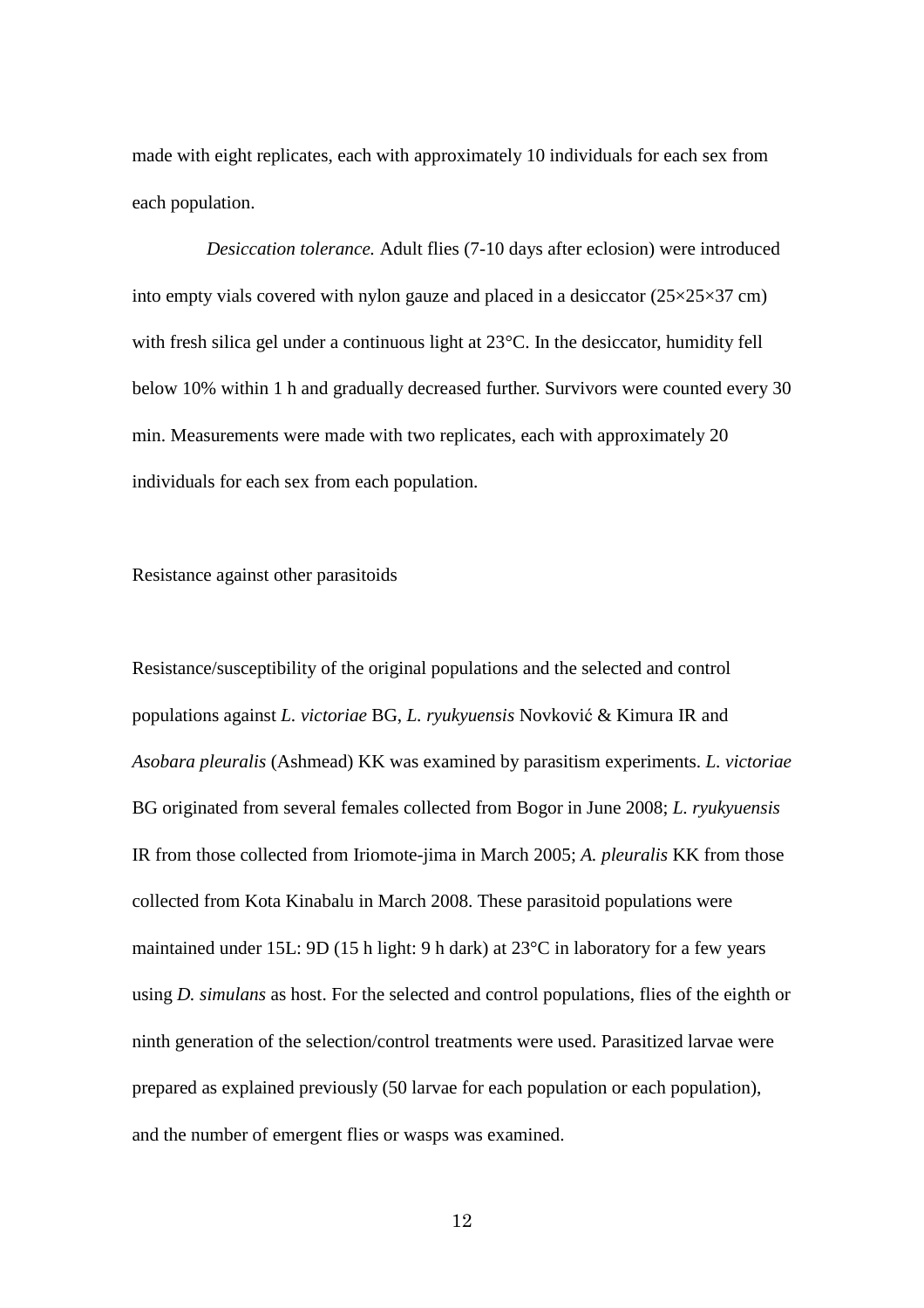made with eight replicates, each with approximately 10 individuals for each sex from each population.

*Desiccation tolerance.* Adult flies (7-10 days after eclosion) were introduced into empty vials covered with nylon gauze and placed in a desiccator (25×25×37 cm) with fresh silica gel under a continuous light at 23°C. In the desiccator, humidity fell below 10% within 1 h and gradually decreased further. Survivors were counted every 30 min. Measurements were made with two replicates, each with approximately 20 individuals for each sex from each population.

## Resistance against other parasitoids

Resistance/susceptibility of the original populations and the selected and control populations against *L. victoriae* BG, *L. ryukyuensis* Novković & Kimura IR and *Asobara pleuralis* (Ashmead) KK was examined by parasitism experiments. *L. victoriae* BG originated from several females collected from Bogor in June 2008; *L. ryukyuensis* IR from those collected from Iriomote-jima in March 2005; *A. pleuralis* KK from those collected from Kota Kinabalu in March 2008. These parasitoid populations were maintained under 15L: 9D (15 h light: 9 h dark) at 23°C in laboratory for a few years using *D. simulans* as host. For the selected and control populations, flies of the eighth or ninth generation of the selection/control treatments were used. Parasitized larvae were prepared as explained previously (50 larvae for each population or each population), and the number of emergent flies or wasps was examined.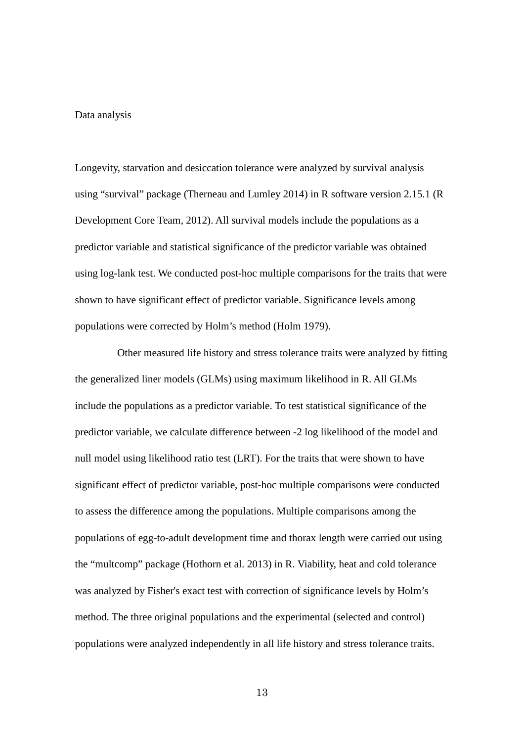## Data analysis

Longevity, starvation and desiccation tolerance were analyzed by survival analysis using "survival" package (Therneau and Lumley 2014) in R software version 2.15.1 (R Development Core Team, 2012). All survival models include the populations as a predictor variable and statistical significance of the predictor variable was obtained using log-lank test. We conducted post-hoc multiple comparisons for the traits that were shown to have significant effect of predictor variable. Significance levels among populations were corrected by Holm's method (Holm 1979).

Other measured life history and stress tolerance traits were analyzed by fitting the generalized liner models (GLMs) using maximum likelihood in R. All GLMs include the populations as a predictor variable. To test statistical significance of the predictor variable, we calculate difference between -2 log likelihood of the model and null model using likelihood ratio test (LRT). For the traits that were shown to have significant effect of predictor variable, post-hoc multiple comparisons were conducted to assess the difference among the populations. Multiple comparisons among the populations of egg-to-adult development time and thorax length were carried out using the "multcomp" package (Hothorn et al. 2013) in R. Viability, heat and cold tolerance was analyzed by Fisher's exact test with correction of significance levels by Holm's method. The three original populations and the experimental (selected and control) populations were analyzed independently in all life history and stress tolerance traits.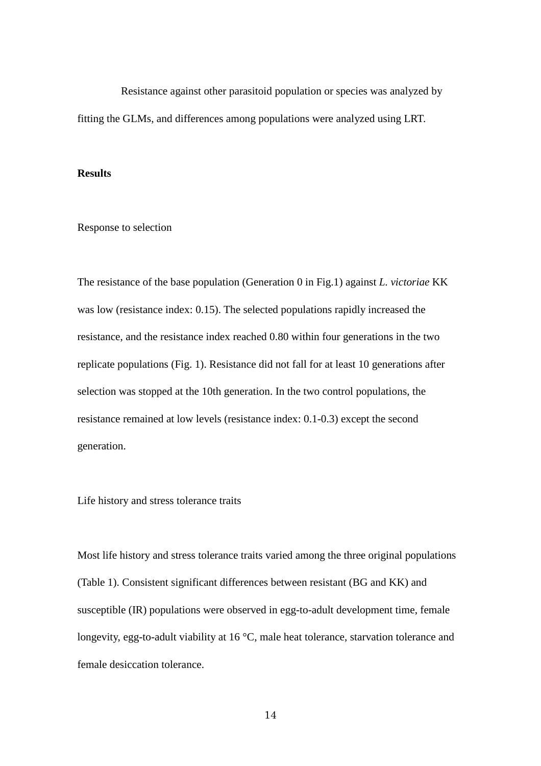Resistance against other parasitoid population or species was analyzed by fitting the GLMs, and differences among populations were analyzed using LRT.

## Results

### Response to selection

The resistance of the base population (Generation 0 in Fig.1) against *L. victoriae* KK was low (resistance index: 0.15). The selected populations rapidly increased the resistance, and the resistance index reached 0.80 within four generations in the two replicate populations (Fig. 1). Resistance did not fall for at least 10 generations after selection was stopped at the 10th generation. In the two control populations, the resistance remained at low levels (resistance index: 0.1-0.3) except the second generation.

### Life history and stress tolerance traits

Most life history and stress tolerance traits varied among the three original populations (Table 1). Consistent significant differences between resistant (BG and KK) and susceptible (IR) populations were observed in egg-to-adult development time, female longevity, egg-to-adult viability at 16 °C, male heat tolerance, starvation tolerance and female desiccation tolerance.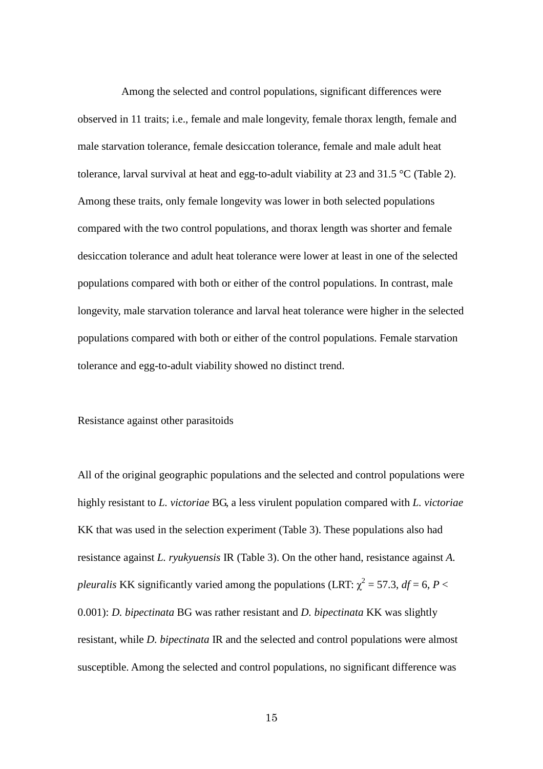Among the selected and control populations, significant differences were observed in 11 traits; i.e., female and male longevity, female thorax length, female and male starvation tolerance, female desiccation tolerance, female and male adult heat tolerance, larval survival at heat and egg-to-adult viability at 23 and 31.5 °C (Table 2). Among these traits, only female longevity was lower in both selected populations compared with the two control populations, and thorax length was shorter and female desiccation tolerance and adult heat tolerance were lower at least in one of the selected populations compared with both or either of the control populations. In contrast, male longevity, male starvation tolerance and larval heat tolerance were higher in the selected populations compared with both or either of the control populations. Female starvation tolerance and egg-to-adult viability showed no distinct trend.

Resistance against other parasitoids

All of the original geographic populations and the selected and control populations were highly resistant to *L. victoriae* BG, a less virulent population compared with *L. victoriae* KK that was used in the selection experiment (Table 3). These populations also had resistance against *L. ryukyuensis* IR (Table 3). On the other hand, resistance against *A. pleuralis* KK significantly varied among the populations (LRT: $\chi^2 = 57.3$, $df = 6$, $P < 0.001$): *D. bipectinata* BG was rather resistant and *D. bipectinata* KK was slightly resistant, while *D. bipectinata* IR and the selected and control populations were almost susceptible. Among the selected and control populations, no significant difference was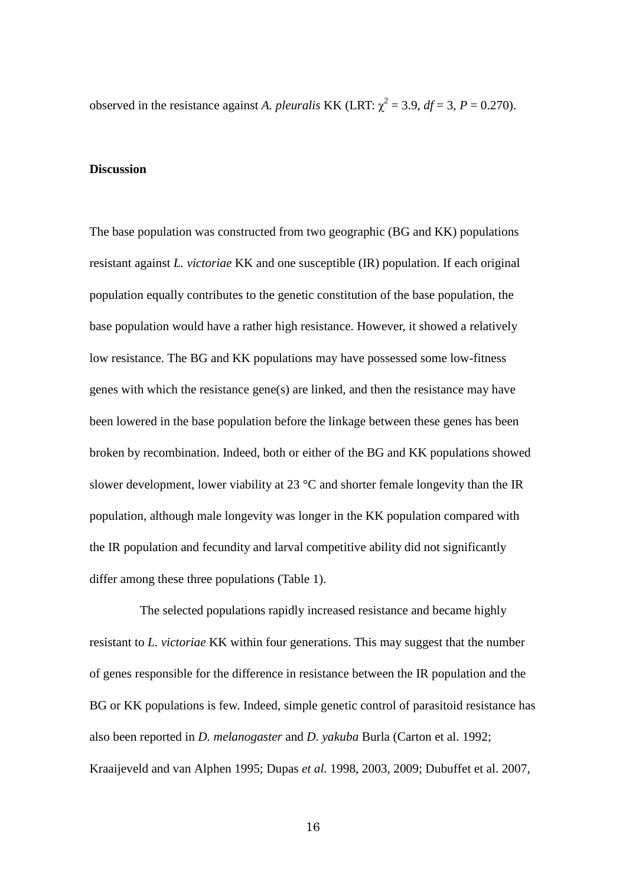observed in the resistance against *A. pleuralis* KK (LRT: $\chi^2 = 3.9$, $df = 3$, $P = 0.270$).

**Discussion**

The base population was constructed from two geographic (BG and KK) populations resistant against *L. victoriae* KK and one susceptible (IR) population. If each original population equally contributes to the genetic constitution of the base population, the base population would have a rather high resistance. However, it showed a relatively low resistance. The BG and KK populations may have possessed some low-fitness genes with which the resistance gene(s) are linked, and then the resistance may have been lowered in the base population before the linkage between these genes has been broken by recombination. Indeed, both or either of the BG and KK populations showed slower development, lower viability at 23 °C and shorter female longevity than the IR population, although male longevity was longer in the KK population compared with the IR population and fecundity and larval competitive ability did not significantly differ among these three populations (Table 1).

The selected populations rapidly increased resistance and became highly resistant to *L. victoriae* KK within four generations. This may suggest that the number of genes responsible for the difference in resistance between the IR population and the BG or KK populations is few. Indeed, simple genetic control of parasitoid resistance has also been reported in *D. melanogaster* and *D. yakuba* Burla (Carton et al. 1992; Kraaijeveld and van Alphen 1995; Dupas *et al.* 1998, 2003, 2009; Dubuffet et al. 2007,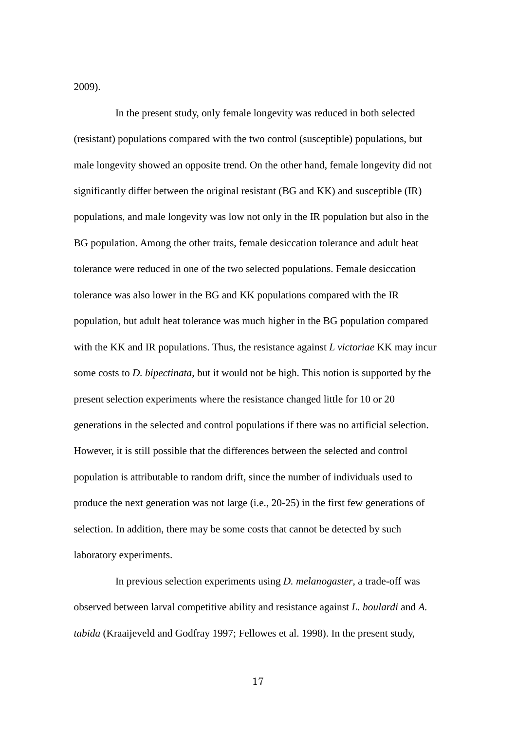2009).

In the present study, only female longevity was reduced in both selected (resistant) populations compared with the two control (susceptible) populations, but male longevity showed an opposite trend. On the other hand, female longevity did not significantly differ between the original resistant (BG and KK) and susceptible (IR) populations, and male longevity was low not only in the IR population but also in the BG population. Among the other traits, female desiccation tolerance and adult heat tolerance were reduced in one of the two selected populations. Female desiccation tolerance was also lower in the BG and KK populations compared with the IR population, but adult heat tolerance was much higher in the BG population compared with the KK and IR populations. Thus, the resistance against *L victoriae* KK may incur some costs to *D. bipectinata*, but it would not be high. This notion is supported by the present selection experiments where the resistance changed little for 10 or 20 generations in the selected and control populations if there was no artificial selection. However, it is still possible that the differences between the selected and control population is attributable to random drift, since the number of individuals used to produce the next generation was not large (i.e., 20-25) in the first few generations of selection. In addition, there may be some costs that cannot be detected by such laboratory experiments.

In previous selection experiments using *D. melanogaster,* a trade-off was observed between larval competitive ability and resistance against *L. boulardi* and *A. tabida* (Kraaijeveld and Godfray 1997; Fellowes et al. 1998). In the present study,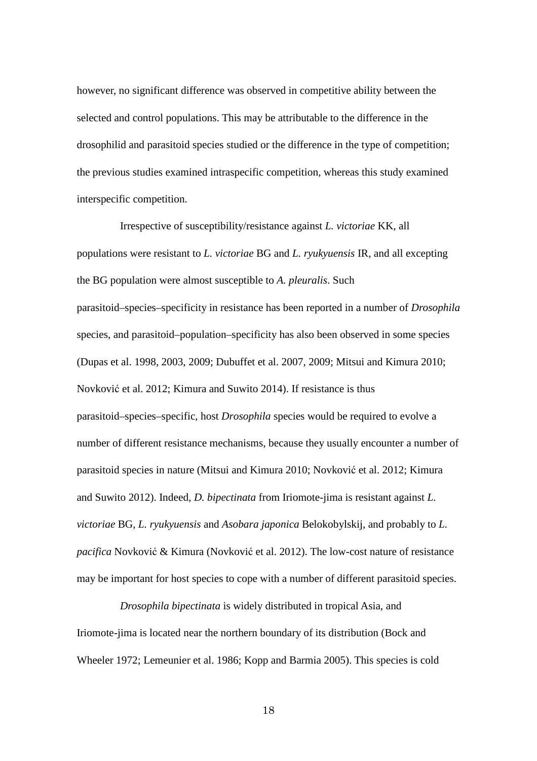however, no significant difference was observed in competitive ability between the selected and control populations. This may be attributable to the difference in the drosophilid and parasitoid species studied or the difference in the type of competition; the previous studies examined intraspecific competition, whereas this study examined interspecific competition.

Irrespective of susceptibility/resistance against *L. victoriae* KK, all populations were resistant to *L. victoriae* BG and *L. ryukyuensis* IR, and all excepting the BG population were almost susceptible to *A. pleuralis*. Such parasitoid–species–specificity in resistance has been reported in a number of *Drosophila* species, and parasitoid–population–specificity has also been observed in some species (Dupas et al. 1998, 2003, 2009; Dubuffet et al. 2007, 2009; Mitsui and Kimura 2010; Novković et al. 2012; Kimura and Suwito 2014). If resistance is thus parasitoid–species–specific, host *Drosophila* species would be required to evolve a number of different resistance mechanisms, because they usually encounter a number of parasitoid species in nature (Mitsui and Kimura 2010; Novković et al. 2012; Kimura and Suwito 2012). Indeed, *D. bipectinata* from Iriomote-jima is resistant against *L. victoriae* BG, *L. ryukyuensis* and *Asobara japonica* Belokobylskij, and probably to *L. pacifica* Novković & Kimura (Novković et al. 2012). The low-cost nature of resistance may be important for host species to cope with a number of different parasitoid species.

*Drosophila bipectinata* is widely distributed in tropical Asia, and Iriomote-jima is located near the northern boundary of its distribution (Bock and Wheeler 1972; Lemeunier et al. 1986; Kopp and Barmia 2005). This species is cold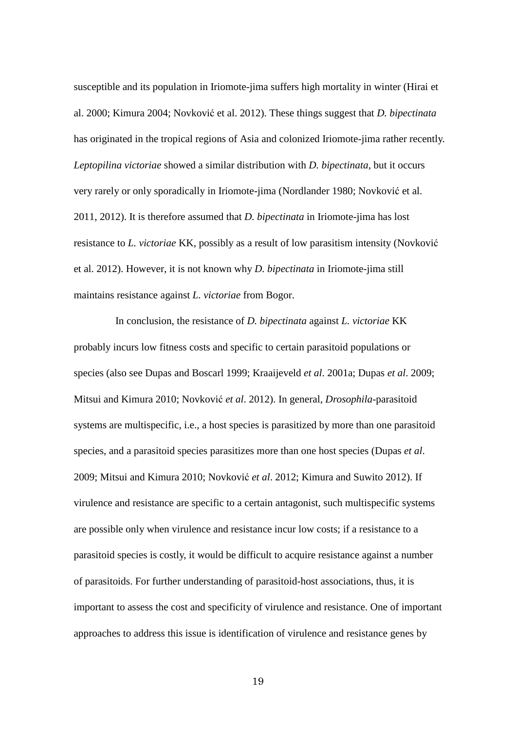susceptible and its population in Iriomote-jima suffers high mortality in winter (Hirai et al. 2000; Kimura 2004; Novković et al. 2012). These things suggest that *D. bipectinata* has originated in the tropical regions of Asia and colonized Iriomote-jima rather recently. *Leptopilina victoriae* showed a similar distribution with *D. bipectinata*, but it occurs very rarely or only sporadically in Iriomote-jima (Nordlander 1980; Novković et al. 2011, 2012). It is therefore assumed that *D. bipectinata* in Iriomote-jima has lost resistance to *L. victoriae* KK, possibly as a result of low parasitism intensity (Novković et al. 2012). However, it is not known why *D. bipectinata* in Iriomote-jima still maintains resistance against *L. victoriae* from Bogor.

In conclusion, the resistance of *D. bipectinata* against *L. victoriae* KK probably incurs low fitness costs and specific to certain parasitoid populations or species (also see Dupas and Boscarl 1999; Kraaijeveld *et al*. 2001a; Dupas *et al*. 2009; Mitsui and Kimura 2010; Novković *et al*. 2012). In general, *Drosophila*-parasitoid systems are multispecific, i.e., a host species is parasitized by more than one parasitoid species, and a parasitoid species parasitizes more than one host species (Dupas *et al*. 2009; Mitsui and Kimura 2010; Novković *et al*. 2012; Kimura and Suwito 2012). If virulence and resistance are specific to a certain antagonist, such multispecific systems are possible only when virulence and resistance incur low costs; if a resistance to a parasitoid species is costly, it would be difficult to acquire resistance against a number of parasitoids. For further understanding of parasitoid-host associations, thus, it is important to assess the cost and specificity of virulence and resistance. One of important approaches to address this issue is identification of virulence and resistance genes by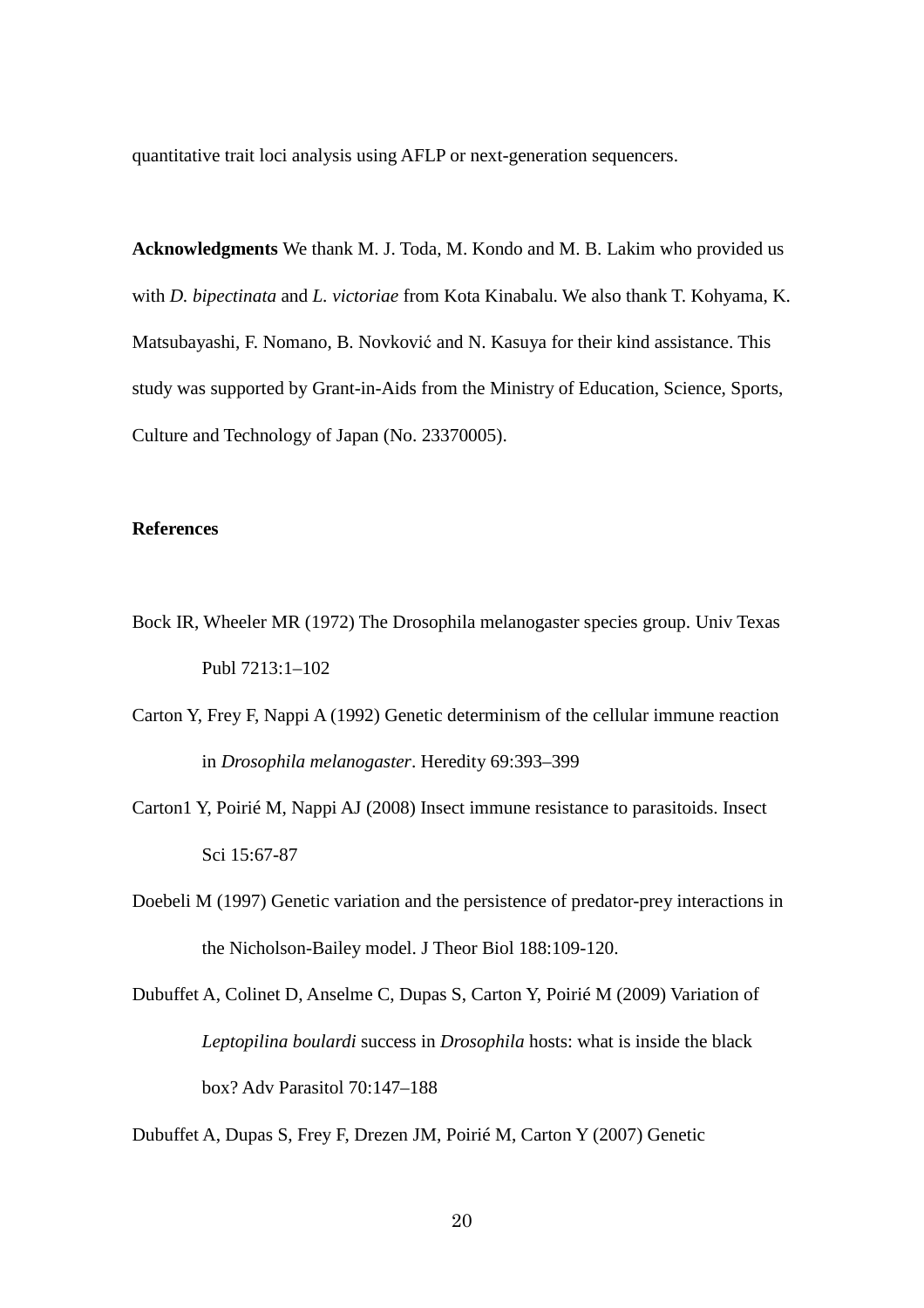quantitative trait loci analysis using AFLP or next-generation sequencers.

**Acknowledgments** We thank M. J. Toda, M. Kondo and M. B. Lakim who provided us with *D. bipectinata* and *L. victoriae* from Kota Kinabalu. We also thank T. Kohyama, K. Matsubayashi, F. Nomano, B. Novković and N. Kasuya for their kind assistance. This study was supported by Grant-in-Aids from the Ministry of Education, Science, Sports, Culture and Technology of Japan (No. 23370005).

**References**

Bock IR, Wheeler MR (1972) The Drosophila melanogaster species group. Univ Texas Publ 7213:1–102

Carton Y, Frey F, Nappi A (1992) Genetic determinism of the cellular immune reaction in *Drosophila melanogaster*. Heredity 69:393–399

Carton1 Y, Poirié M, Nappi AJ (2008) Insect immune resistance to parasitoids. Insect Sci 15:67-87

Doebeli M (1997) Genetic variation and the persistence of predator-prey interactions in the Nicholson-Bailey model. J Theor Biol 188:109-120.

Dubuffet A, Colinet D, Anselme C, Dupas S, Carton Y, Poirié M (2009) Variation of *Leptopilina boulardi* success in *Drosophila* hosts: what is inside the black box? Adv Parasitol 70:147–188

Dubuffet A, Dupas S, Frey F, Drezen JM, Poirié M, Carton Y (2007) Genetic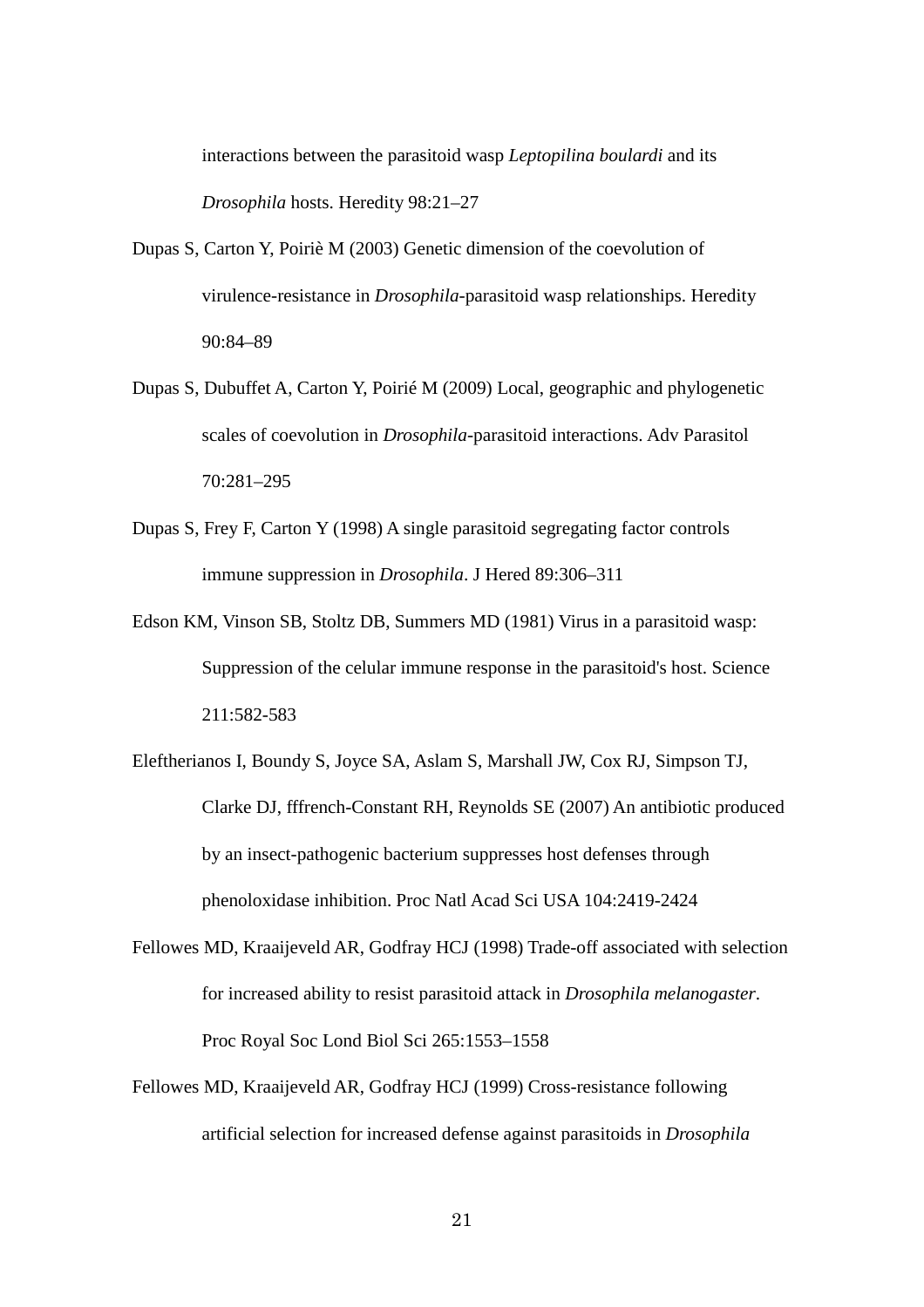interactions between the parasitoid wasp *Leptopilina boulardi* and its *Drosophila* hosts. Heredity 98:21–27

Dupas S, Carton Y, Poiriè M (2003) Genetic dimension of the coevolution of virulence-resistance in *Drosophila*-parasitoid wasp relationships. Heredity 90:84–89

Dupas S, Dubuffet A, Carton Y, Poirié M (2009) Local, geographic and phylogenetic scales of coevolution in *Drosophila*-parasitoid interactions. Adv Parasitol 70:281–295

Dupas S, Frey F, Carton Y (1998) A single parasitoid segregating factor controls immune suppression in *Drosophila*. J Hered 89:306–311

Edson KM, Vinson SB, Stoltz DB, Summers MD (1981) Virus in a parasitoid wasp: Suppression of the celular immune response in the parasitoid's host. Science 211:582-583

Eleftherianos I, Boundy S, Joyce SA, Aslam S, Marshall JW, Cox RJ, Simpson TJ, Clarke DJ, fffrench-Constant RH, Reynolds SE (2007) An antibiotic produced by an insect-pathogenic bacterium suppresses host defenses through phenoloxidase inhibition. Proc Natl Acad Sci USA 104:2419-2424

Fellowes MD, Kraaijeveld AR, Godfray HCJ (1998) Trade-off associated with selection for increased ability to resist parasitoid attack in *Drosophila melanogaster*. Proc Royal Soc Lond Biol Sci 265:1553–1558

Fellowes MD, Kraaijeveld AR, Godfray HCJ (1999) Cross-resistance following artificial selection for increased defense against parasitoids in *Drosophila*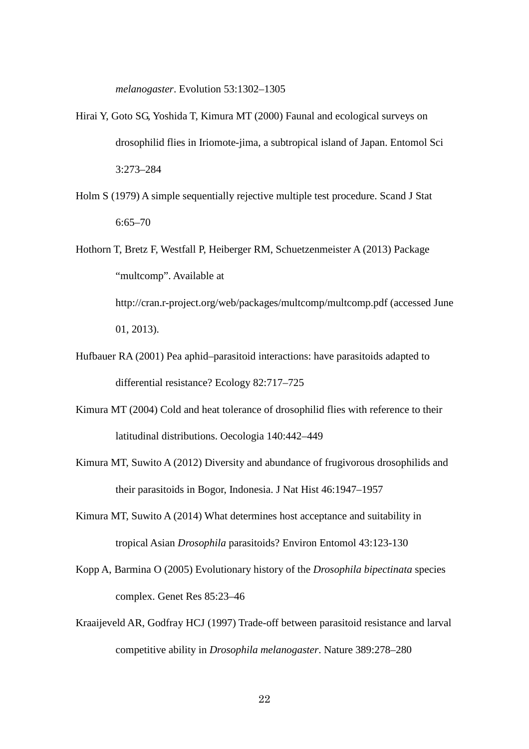*melanogaster*. Evolution 53:1302–1305

Hirai Y, Goto SG, Yoshida T, Kimura MT (2000) Faunal and ecological surveys on drosophilid flies in Iriomote-jima, a subtropical island of Japan. Entomol Sci 3:273–284

Holm S (1979) A simple sequentially rejective multiple test procedure. Scand J Stat 6:65–70

Hothorn T, Bretz F, Westfall P, Heiberger RM, Schuetzenmeister A (2013) Package "multcomp". Available at http://cran.r-project.org/web/packages/multcomp/multcomp.pdf (accessed June 01, 2013).

Hufbauer RA (2001) Pea aphid–parasitoid interactions: have parasitoids adapted to differential resistance? Ecology 82:717–725

Kimura MT (2004) Cold and heat tolerance of drosophilid flies with reference to their latitudinal distributions. Oecologia 140:442–449

Kimura MT, Suwito A (2012) Diversity and abundance of frugivorous drosophilids and their parasitoids in Bogor, Indonesia. J Nat Hist 46:1947–1957

Kimura MT, Suwito A (2014) What determines host acceptance and suitability in tropical Asian *Drosophila* parasitoids? Environ Entomol 43:123-130

Kopp A, Barmina O (2005) Evolutionary history of the *Drosophila bipectinata* species complex. Genet Res 85:23–46

Kraaijeveld AR, Godfray HCJ (1997) Trade-off between parasitoid resistance and larval competitive ability in *Drosophila melanogaster*. Nature 389:278–280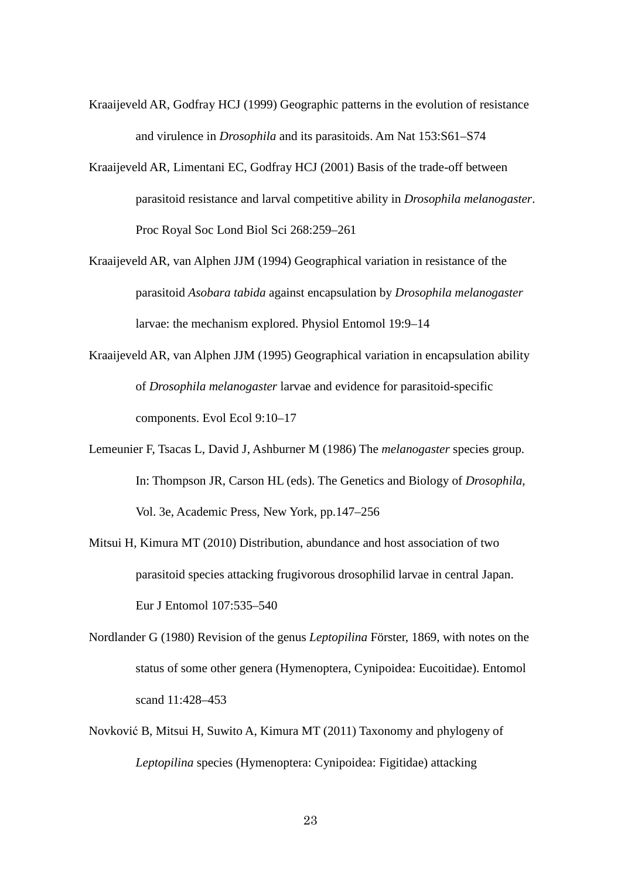Kraaijeveld AR, Godfray HCJ (1999) Geographic patterns in the evolution of resistance and virulence in *Drosophila* and its parasitoids. Am Nat 153:S61–S74

Kraaijeveld AR, Limentani EC, Godfray HCJ (2001) Basis of the trade-off between parasitoid resistance and larval competitive ability in *Drosophila melanogaster*. Proc Royal Soc Lond Biol Sci 268:259–261

Kraaijeveld AR, van Alphen JJM (1994) Geographical variation in resistance of the parasitoid *Asobara tabida* against encapsulation by *Drosophila melanogaster* larvae: the mechanism explored. Physiol Entomol 19:9–14

Kraaijeveld AR, van Alphen JJM (1995) Geographical variation in encapsulation ability of *Drosophila melanogaster* larvae and evidence for parasitoid-specific components. Evol Ecol 9:10–17

Lemeunier F, Tsacas L, David J, Ashburner M (1986) The *melanogaster* species group. In: Thompson JR, Carson HL (eds). The Genetics and Biology of *Drosophila*, Vol. 3e, Academic Press, New York, pp.147–256

Mitsui H, Kimura MT (2010) Distribution, abundance and host association of two parasitoid species attacking frugivorous drosophilid larvae in central Japan. Eur J Entomol 107:535–540

Nordlander G (1980) Revision of the genus *Leptopilina* Förster, 1869, with notes on the status of some other genera (Hymenoptera, Cynipoidea: Eucoitidae). Entomol scand 11:428–453

Novković B, Mitsui H, Suwito A, Kimura MT (2011) Taxonomy and phylogeny of *Leptopilina* species (Hymenoptera: Cynipoidea: Figitidae) attacking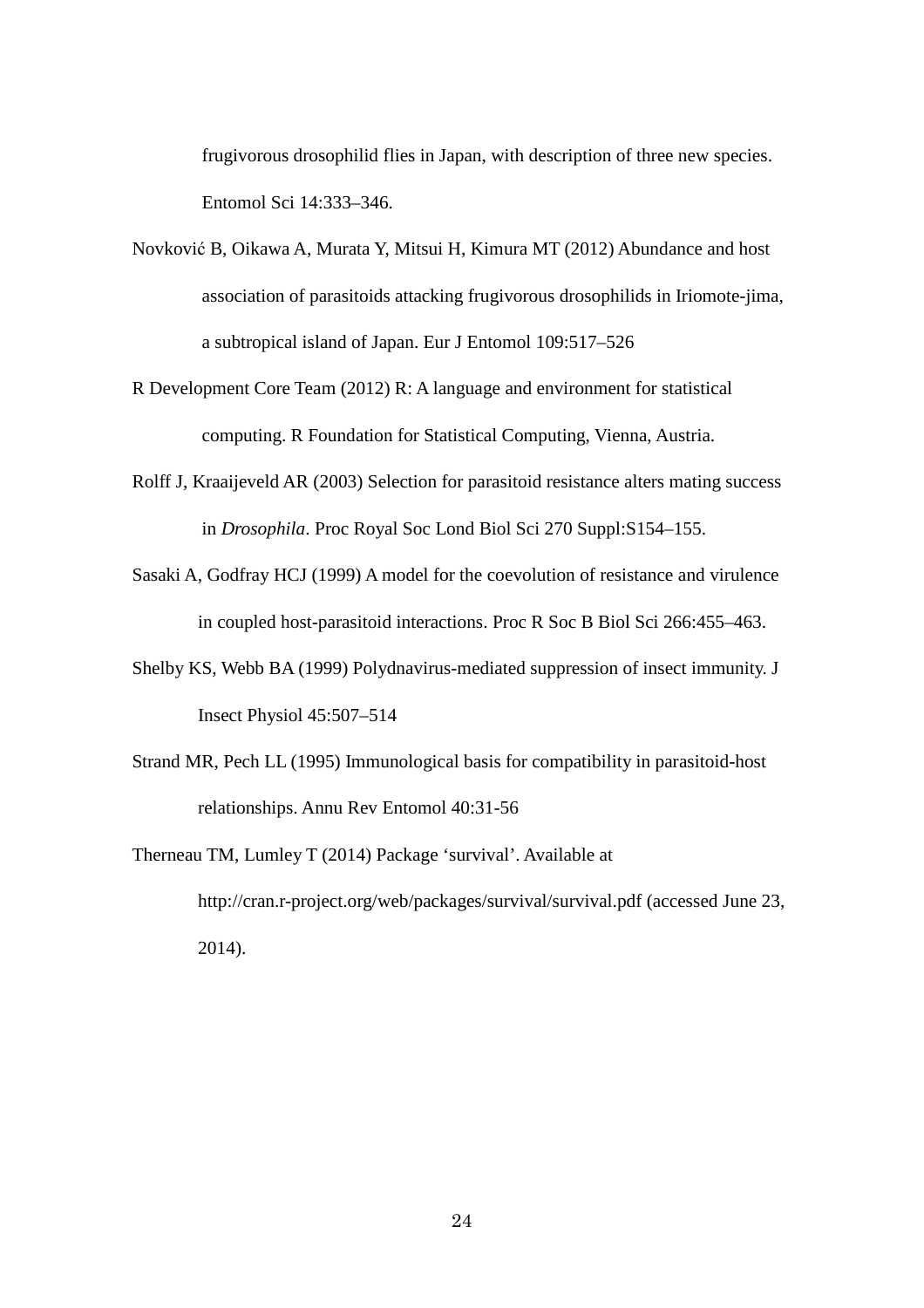frugivorous drosophilid flies in Japan, with description of three new species. Entomol Sci 14:333–346.

Novković B, Oikawa A, Murata Y, Mitsui H, Kimura MT (2012) Abundance and host association of parasitoids attacking frugivorous drosophilids in Iriomote-jima, a subtropical island of Japan. Eur J Entomol 109:517–526

R Development Core Team (2012) R: A language and environment for statistical computing. R Foundation for Statistical Computing, Vienna, Austria.

Rolff J, Kraaijeveld AR (2003) Selection for parasitoid resistance alters mating success in *Drosophila*. Proc Royal Soc Lond Biol Sci 270 Suppl:S154–155.

Sasaki A, Godfray HCJ (1999) A model for the coevolution of resistance and virulence in coupled host-parasitoid interactions. Proc R Soc B Biol Sci 266:455–463.

Shelby KS, Webb BA (1999) Polydnavirus-mediated suppression of insect immunity. J Insect Physiol 45:507–514

Strand MR, Pech LL (1995) Immunological basis for compatibility in parasitoid-host relationships. Annu Rev Entomol 40:31-56

Therneau TM, Lumley T (2014) Package ‘survival’. Available at http://cran.r-project.org/web/packages/survival/survival.pdf (accessed June 23, 2014).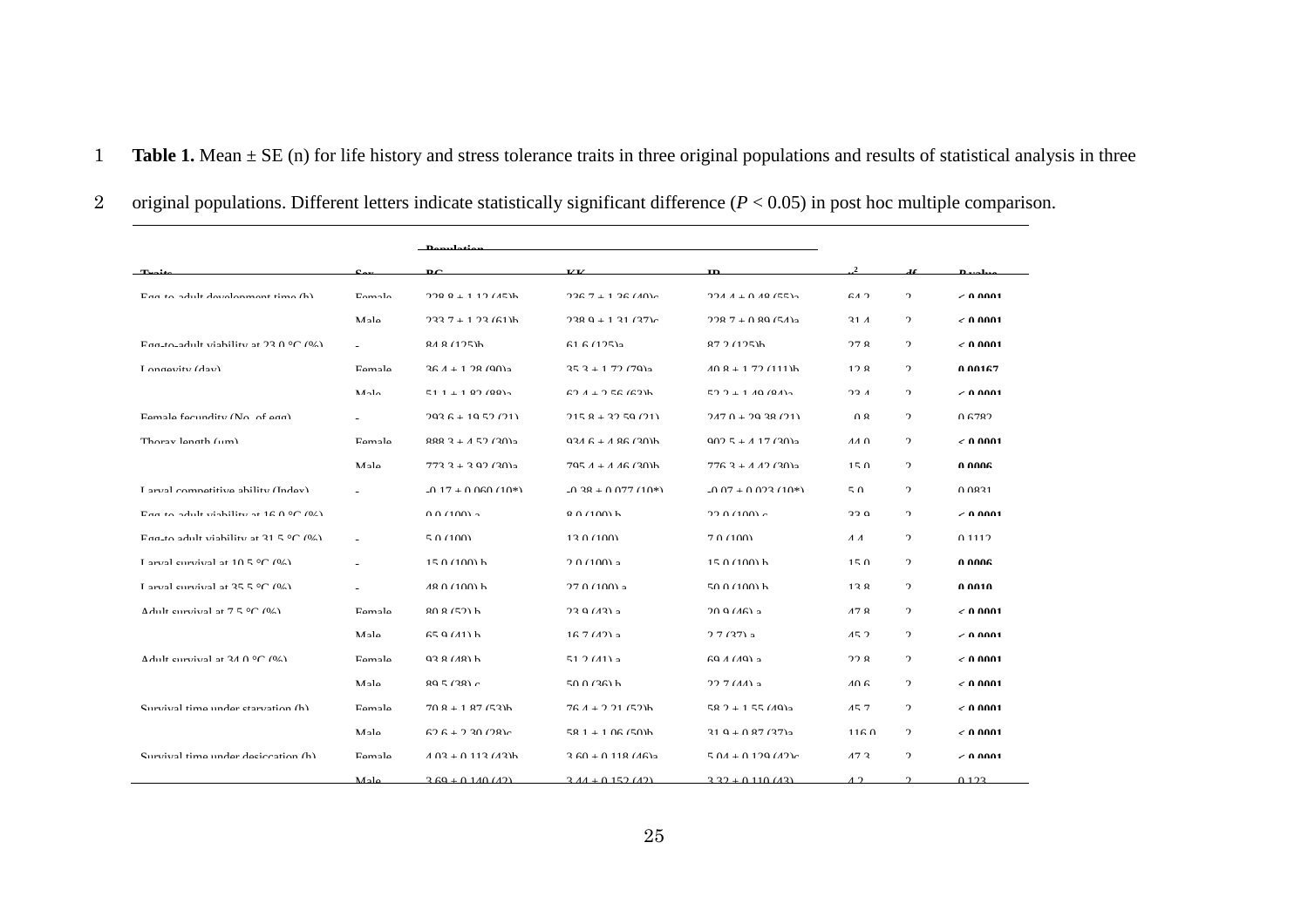**Table 1.** Mean ± SE (n) for life history and stress tolerance traits in three original populations and results of statistical analysis in three original populations. Different letters indicate statistically significant difference ($P$ < 0.05) in post hoc multiple comparison.

| Traits | Sex | Population | | | $\chi^2$ | df | P value |
|---|---|---|---|---|---|---|---|
| | | BC | KK | IR | | | |
| Egg-to-adult development time (h) | Female | 228.8 ± 1.12 (45)b | 236.7 ± 1.36 (40)c | 224.4 ± 0.48 (55)a | 64.2 | 2 | **< 0.0001** |
| | Male | 233.7 ± 1.23 (61)b | 238.9 ± 1.31 (37)c | 228.7 ± 0.89 (54)a | 31.4 | 2 | **< 0.0001** |
| Egg-to-adult viability at 23.0 °C (%) | - | 84.8 (125)b | 61.6 (125)a | 87.2 (125)b | 27.8 | 2 | **< 0.0001** |
| Longevity (day) | Female | 36.4 ± 1.28 (90)a | 35.3 ± 1.72 (79)a | 40.8 ± 1.72 (111)b | 12.8 | 2 | **0.00167** |
| | Male | 51.1 ± 1.82 (88)a | 62.4 ± 2.56 (63)b | 52.2 ± 1.49 (84)a | 23.4 | 2 | **< 0.0001** |
| Female fecundity (No. of egg) | - | 293.6 ± 19.52 (21) | 215.8 ± 32.59 (21) | 247.0 ± 29.38 (21) | 0.8 | 2 | 0.6782 |
| Thorax length (μm) | Female | 888.3 ± 4.52 (30)a | 934.6 ± 4.86 (30)b | 902.5 ± 4.17 (30)a | 44.0 | 2 | **< 0.0001** |
| | Male | 773.3 ± 3.92 (30)a | 795.4 ± 4.46 (30)b | 776.3 ± 4.42 (30)a | 15.0 | 2 | **0.0006** |
| Larval competitive ability (Index) | - | -0.17 ± 0.060 (10*) | -0.38 ± 0.077 (10*) | -0.07 ± 0.023 (10*) | 5.0 | 2 | 0.0831 |
| Egg-to-adult viability at 16.0 °C (%) | | 0.0 (100) a | 8.0 (100) b | 22.0 (100) c | 33.9 | 2 | **< 0.0001** |
| Egg-to adult viability at 31.5 °C (%) | - | 5.0 (100) | 13.0 (100) | 7.0 (100) | 4.4 | 2 | 0.1112 |
| Larval survival at 10.5 °C (%) | - | 15.0 (100) b | 2.0 (100) a | 15.0 (100) b | 15.0 | 2 | **0.0006** |
| Larval survival at 35.5 °C (%) | - | 48.0 (100) b | 27.0 (100) a | 50.0 (100) b | 13.8 | 2 | **0.0010** |
| Adult survival at 7.5 °C (%) | Female | 80.8 (52) b | 23.9 (43) a | 20.9 (46) a | 47.8 | 2 | **< 0.0001** |
| | Male | 65.9 (41) b | 16.7 (42) a | 2.7 (37) a | 45.2 | 2 | **< 0.0001** |
| Adult survival at 34.0 °C (%) | Female | 93.8 (48) b | 51.2 (41) a | 69.4 (49) a | 22.8 | 2 | **< 0.0001** |
| | Male | 89.5 (38) c | 50.0 (36) b | 22.7 (44) a | 40.6 | 2 | **< 0.0001** |
| Survival time under starvation (h) | Female | 70.8 ± 1.87 (53)b | 76.4 ± 2.21 (52)b | 58.2 ± 1.55 (49)a | 45.7 | 2 | **< 0.0001** |
| | Male | 62.6 ± 2.30 (28)c | 58.1 ± 1.06 (50)b | 31.9 ± 0.87 (37)a | 116.0 | 2 | **< 0.0001** |
| Survival time under desiccation (h) | Female | 4.03 ± 0.113 (43)b | 3.60 ± 0.118 (46)a | 5.04 ± 0.129 (42)c | 47.3 | 2 | **< 0.0001** |
| | Male | 3.69 ± 0.140 (42) | 3.44 ± 0.152 (42) | 3.32 ± 0.110 (43) | 4.2 | 2 | 0.123 |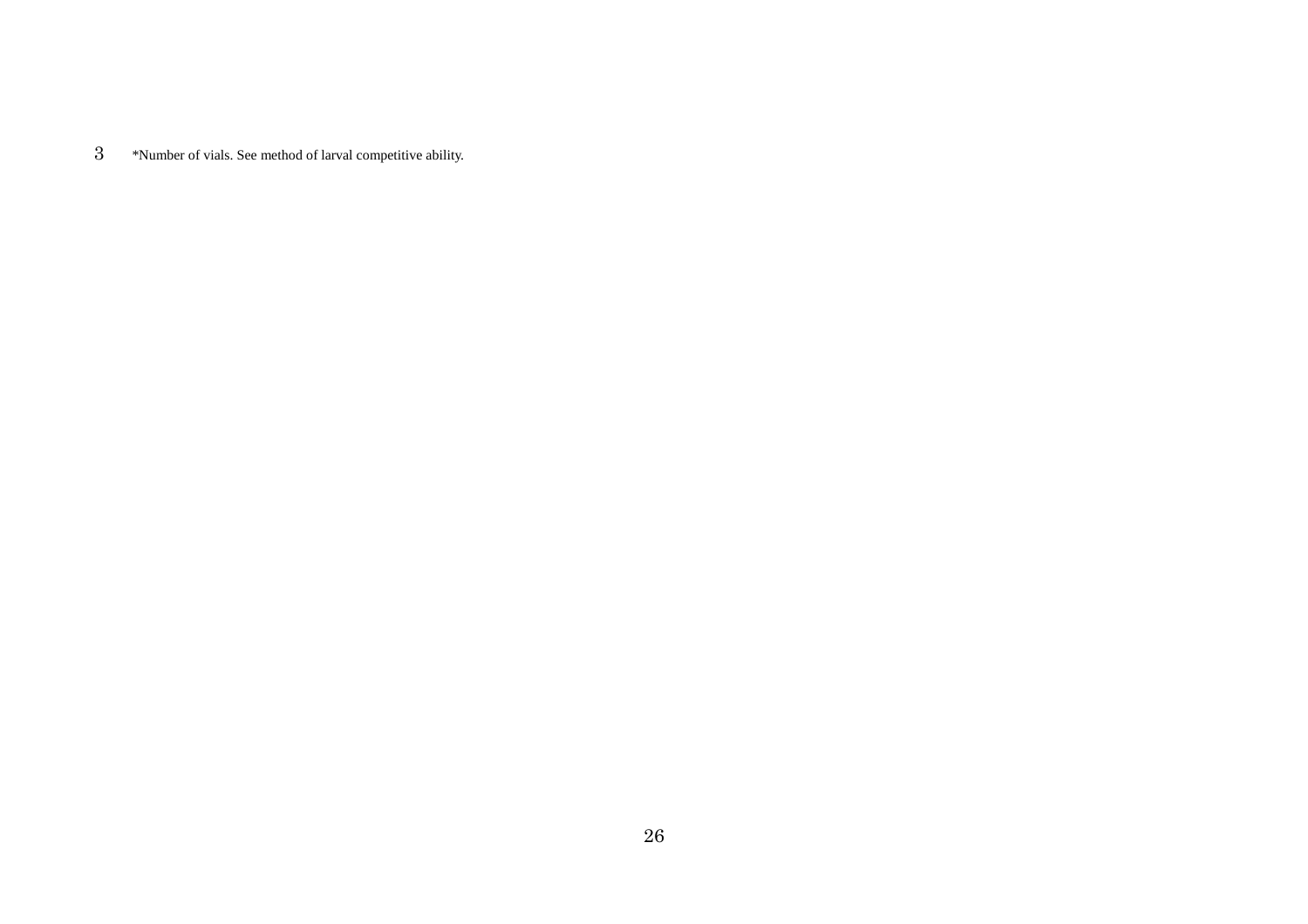3 *Number of vials. See method of larval competitive ability.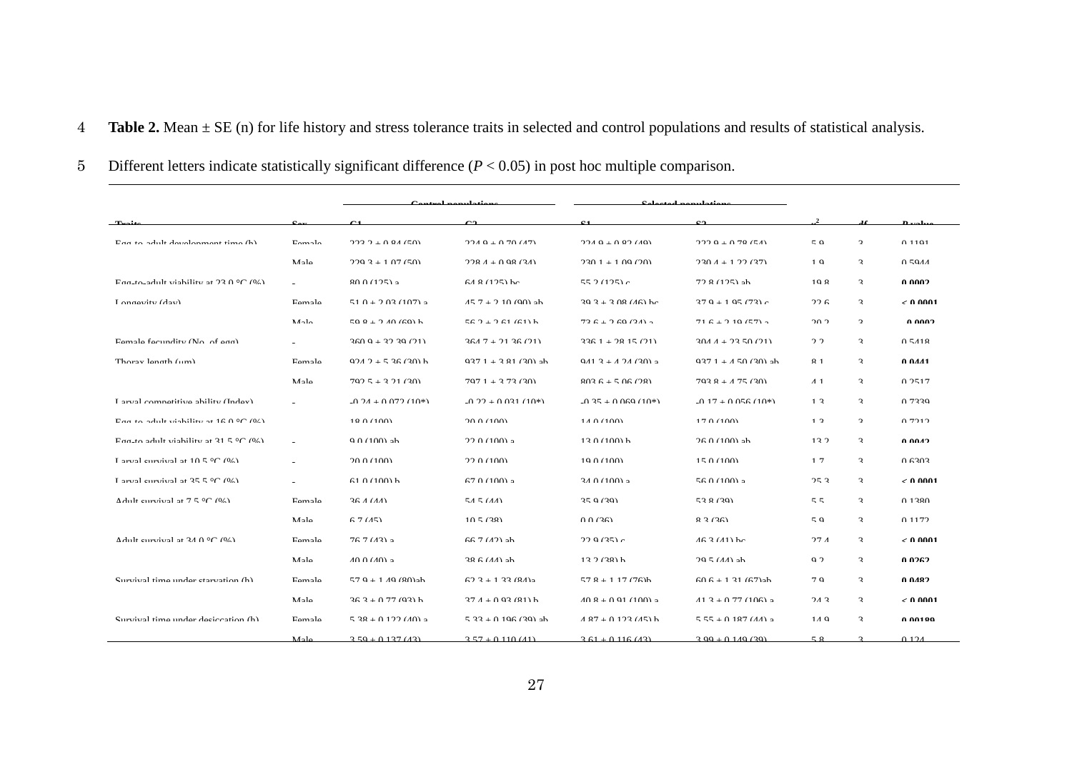**Table 2.** Mean ± SE (n) for life history and stress tolerance traits in selected and control populations and results of statistical analysis.

Different letters indicate statistically significant difference (*P* < 0.05) in post hoc multiple comparison.

| Traits | Sex | Control populations | | Selected populations | | $\chi^2$ | df | *P* value |
|---|---|---|---|---|---|---|---|---|
| | | C1 | C2 | S1 | S2 | | | |
| Egg-to-adult development time (h) | Female | 223.2 ± 0.84 (50) | 224.9 ± 0.70 (47) | 224.9 ± 0.82 (49) | 222.9 ± 0.78 (54) | 5.9 | 3 | 0.1191 |
| | Male | 229.3 ± 1.07 (50) | 228.4 ± 0.98 (34) | 230.1 ± 1.09 (20) | 230.4 ± 1.22 (37) | 1.9 | 3 | 0.5944 |
| Egg-to-adult viability at 23.0 °C (%) | - | 80.0 (125) a | 64.8 (125) bc | 55.2 (125) c | 72.8 (125) ab | 19.8 | 3 | **0.0002** |
| Longevity (day) | Female | 51.0 ± 2.03 (107) a | 45.7 ± 2.10 (90) ab | 39.3 ± 3.08 (46) bc | 37.9 ± 1.95 (73) c | 22.6 | 3 | **< 0.0001** |
| | Male | 59.8 ± 2.40 (69) b | 56.2 ± 2.61 (61) b | 73.6 ± 2.69 (34) a | 71.6 ± 2.19 (57) a | 20.2 | 3 | **0.0002** |
| Female fecundity (No. of egg) | - | 360.9 ± 32.39 (21) | 364.7 ± 21.36 (21) | 336.1 ± 28.15 (21) | 304.4 ± 23.50 (21) | 2.2 | 3 | 0.5418 |
| Thorax length (µm) | Female | 924.2 ± 5.36 (30) b | 937.1 ± 3.81 (30) ab | 941.3 ± 4.24 (30) a | 937.1 ± 4.50 (30) ab | 8.1 | 3 | **0.0441** |
| | Male | 792.5 ± 3.21 (30) | 797.1 ± 3.73 (30) | 803.6 ± 5.06 (28) | 793.8 ± 4.75 (30) | 4.1 | 3 | 0.2517 |
| Larval competitive ability (Index) | - | -0.24 ± 0.072 (10*) | -0.22 ± 0.031 (10*) | -0.35 ± 0.069 (10*) | -0.17 ± 0.056 (10*) | 1.3 | 3 | 0.7339 |
| Egg-to-adult viability at 16.0 °C (%) | | 18.0 (100) | 20.0 (100) | 14.0 (100) | 17.0 (100) | 1.3 | 3 | 0.7212 |
| Egg-to adult viability at 31.5 °C (%) | - | 9.0 (100) ab | 22.0 (100) a | 13.0 (100) b | 26.0 (100) ab | 13.2 | 3 | **0.0042** |
| Larval survival at 10.5 °C (%) | - | 20.0 (100) | 22.0 (100) | 19.0 (100) | 15.0 (100) | 1.7 | 3 | 0.6303 |
| Larval survival at 35.5 °C (%) | - | 61.0 (100) b | 67.0 (100) a | 34.0 (100) a | 56.0 (100) a | 25.3 | 3 | **< 0.0001** |
| Adult survival at 7.5 °C (%) | Female | 36.4 (44) | 54.5 (44) | 35.9 (39) | 53.8 (39) | 5.5 | 3 | 0.1380 |
| | Male | 6.7 (45) | 10.5 (38) | 0.0 (36) | 8.3 (36) | 5.9 | 3 | 0.1172 |
| Adult survival at 34.0 °C (%) | Female | 76.7 (43) a | 66.7 (42) ab | 22.9 (35) c | 46.3 (41) bc | 27.4 | 3 | **< 0.0001** |
| | Male | 40.0 (40) a | 38.6 (44) ab | 13.2 (38) b | 29.5 (44) ab | 9.2 | 3 | **0.0262** |
| Survival time under starvation (h) | Female | 57.9 ± 1.49 (80)ab | 62.3 ± 1.33 (84)a | 57.8 ± 1.17 (76)b | 60.6 ± 1.31 (67)ab | 7.9 | 3 | **0.0482** |
| | Male | 36.3 ± 0.77 (93) b | 37.4 ± 0.93 (81) b | 40.8 ± 0.91 (100) a | 41.3 ± 0.77 (106) a | 24.3 | 3 | **< 0.0001** |
| Survival time under desiccation (h) | Female | 5.38 ± 0.122 (40) a | 5.33 ± 0.196 (39) ab | 4.87 ± 0.123 (45) b | 5.55 ± 0.187 (44) a | 14.9 | 3 | **0.00189** |
| | Male | 3.59 ± 0.137 (43) | 3.57 ± 0.110 (41) | 3.61 ± 0.116 (43) | 3.99 ± 0.149 (39) | 5.8 | 3 | 0.124 |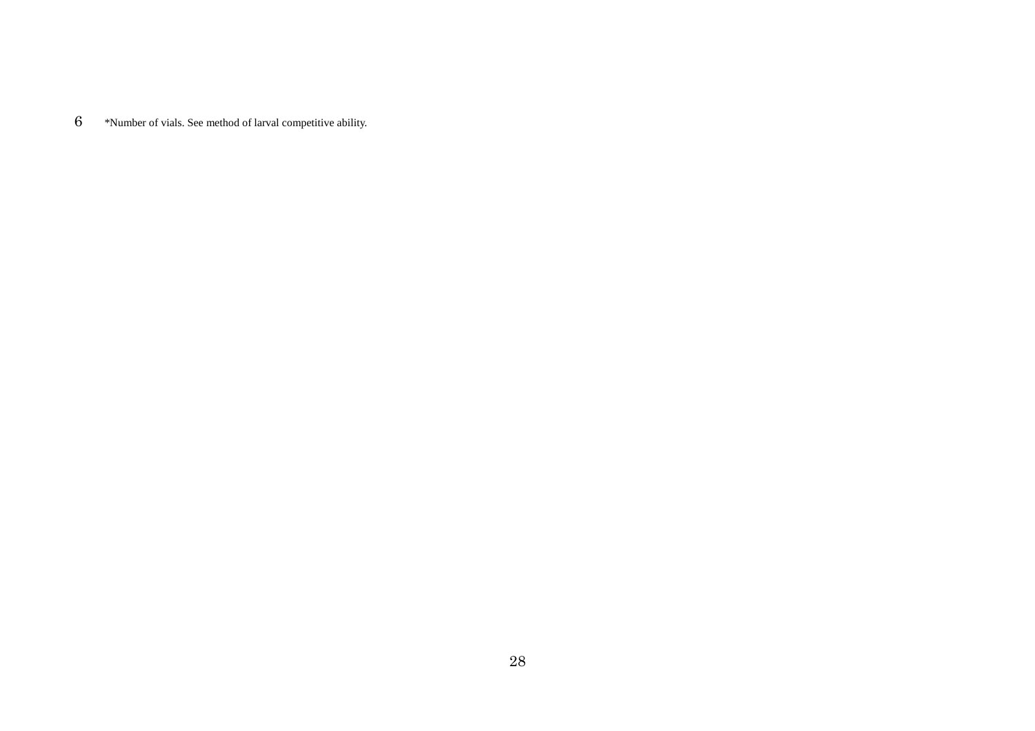*Number of vials. See method of larval competitive ability.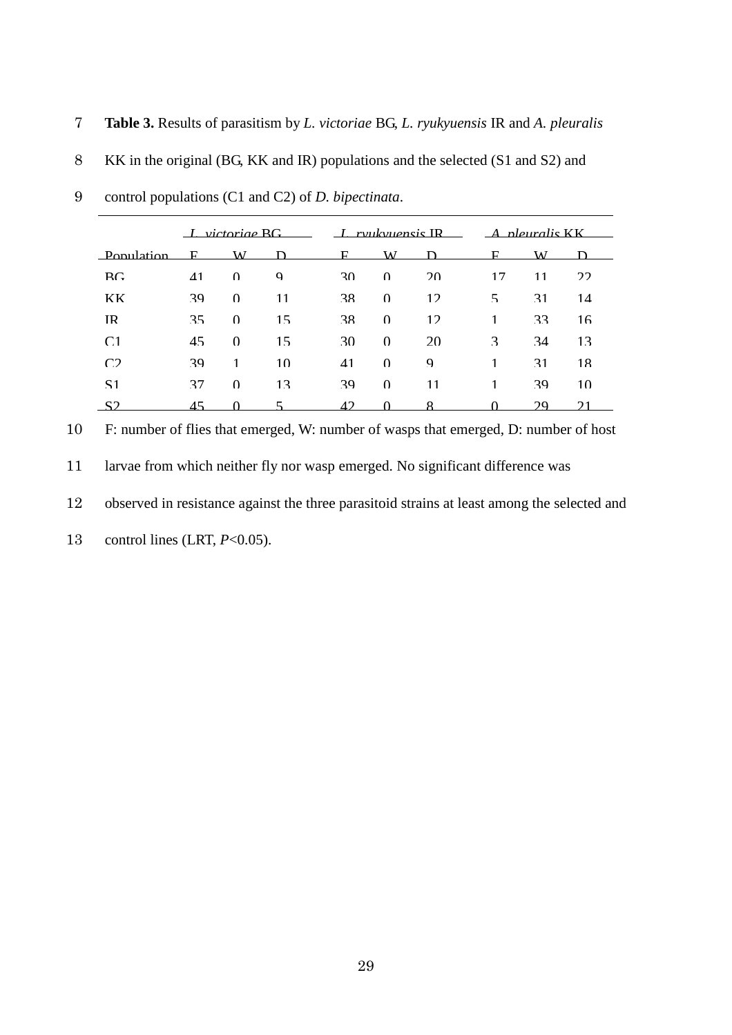**Table 3.** Results of parasitism by *L. victoriae* BG, *L. ryukyuensis* IR and *A. pleuralis* KK in the original (BG, KK and IR) populations and the selected (S1 and S2) and control populations (C1 and C2) of *D. bipectinata*.

| | *L. victoriae* BG | | | *L. ryukyuensis* IR | | | *A. pleuralis* KK | | |
|---|---|---|---|---|---|---|---|---|---|
| Population | F | W | D | F | W | D | F | W | D |
| BG | 41 | 0 | 9 | 30 | 0 | 20 | 17 | 11 | 22 |
| KK | 39 | 0 | 11 | 38 | 0 | 12 | 5 | 31 | 14 |
| IR | 35 | 0 | 15 | 38 | 0 | 12 | 1 | 33 | 16 |
| C1 | 45 | 0 | 15 | 30 | 0 | 20 | 3 | 34 | 13 |
| C2 | 39 | 1 | 10 | 41 | 0 | 9 | 1 | 31 | 18 |
| S1 | 37 | 0 | 13 | 39 | 0 | 11 | 1 | 39 | 10 |
| S2 | 45 | 0 | 5 | 42 | 0 | 8 | 0 | 29 | 21 |

F: number of flies that emerged, W: number of wasps that emerged, D: number of host larvae from which neither fly nor wasp emerged. No significant difference was observed in resistance against the three parasitoid strains at least among the selected and control lines (LRT, $P<0.05$).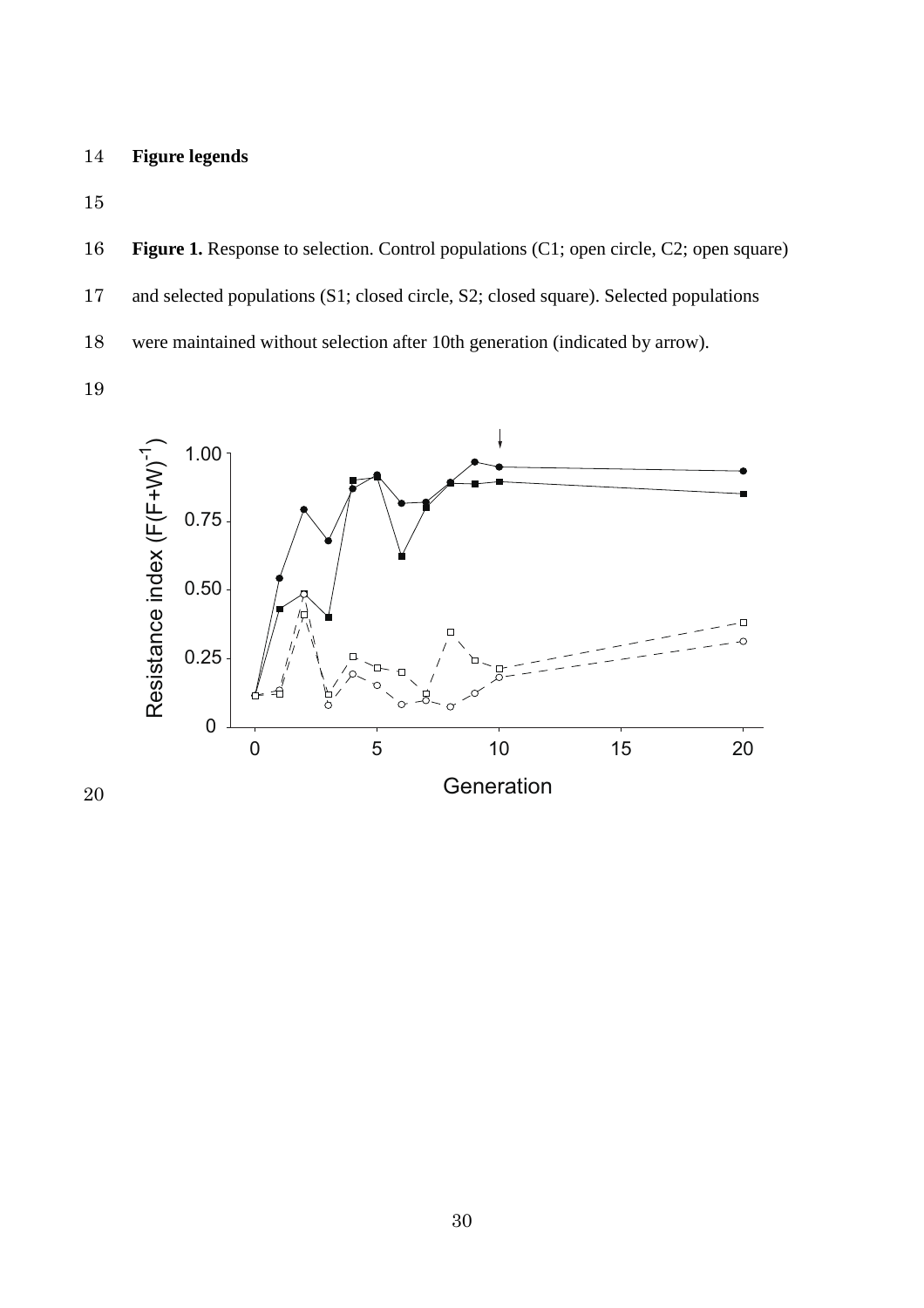**Figure legends**

**Figure 1.** Response to selection. Control populations (C1; open circle, C2; open square) and selected populations (S1; closed circle, S2; closed square). Selected populations were maintained without selection after 10th generation (indicated by arrow).

Resistance index $(F(F+W)^{-1})$

1.00
0.75
0.50
0.25
0

0
5
10
15
20

Generation